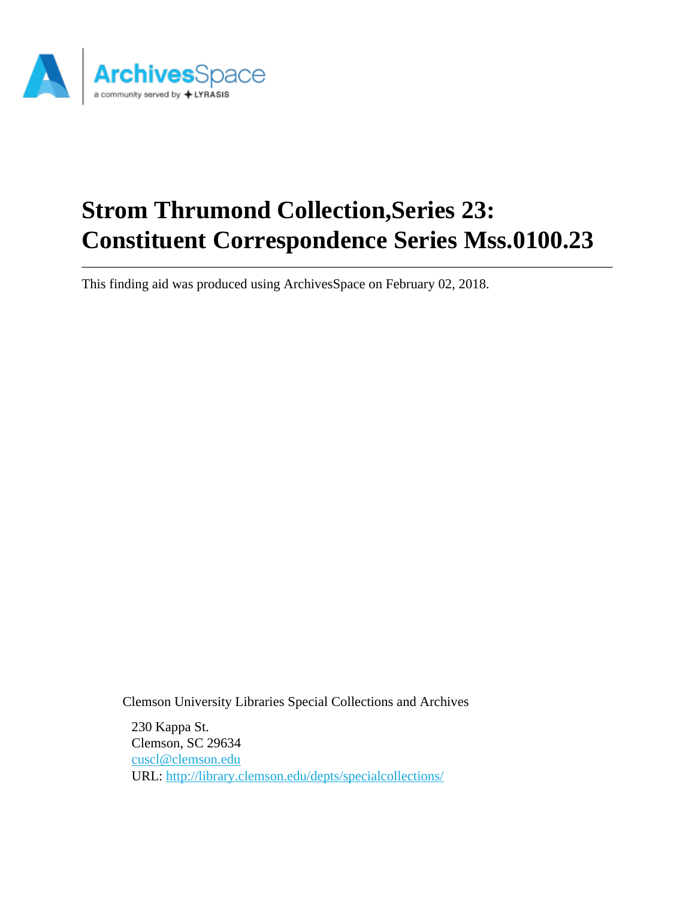# Strom Thrumond Collection,Series 23: Constituent Correspondence Series Mss.0100.23

---

This finding aid was produced using ArchivesSpace on February 02, 2018.

Clemson University Libraries Special Collections and Archives

230 Kappa St.
Clemson, SC 29634
cuscl@clemson.edu
URL: http://library.clemson.edu/depts/specialcollections/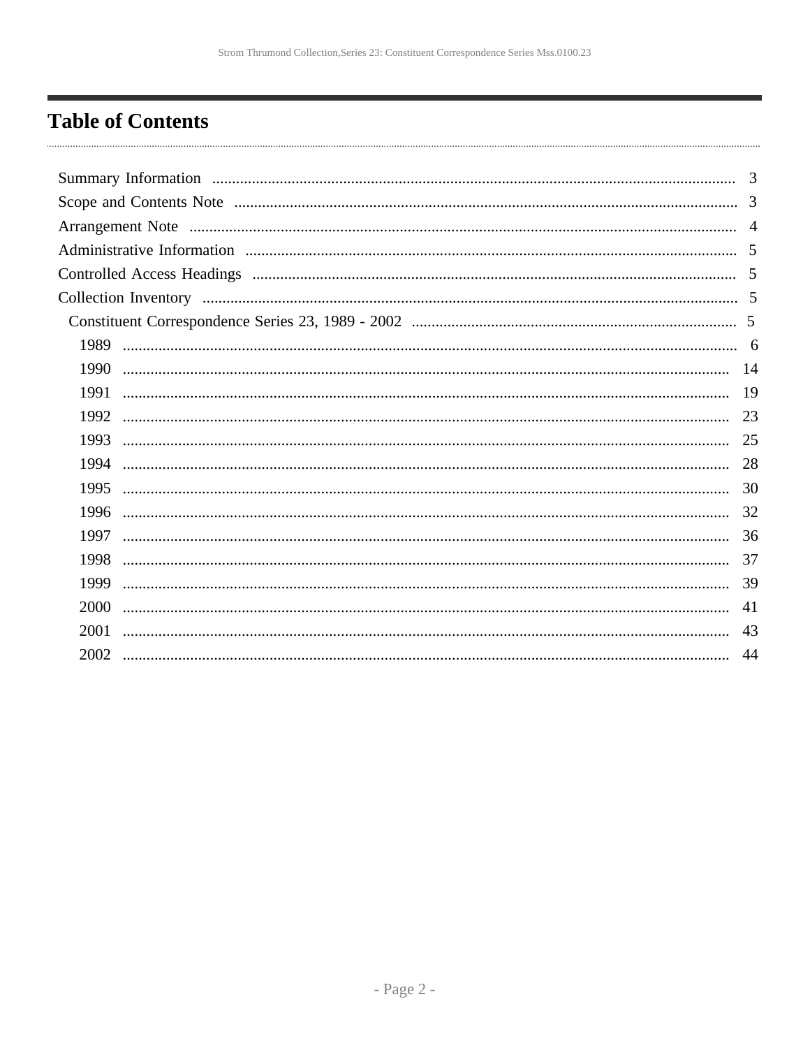# Table of Contents

- Summary Information .... 3
- Scope and Contents Note .... 3
- Arrangement Note .... 4
- Administrative Information .... 5
- Controlled Access Headings .... 5
- Collection Inventory .... 5
  - Constituent Correspondence Series 23, 1989 - 2002 .... 5
    - 1989 .... 6
    - 1990 .... 14
    - 1991 .... 19
    - 1992 .... 23
    - 1993 .... 25
    - 1994 .... 28
    - 1995 .... 30
    - 1996 .... 32
    - 1997 .... 36
    - 1998 .... 37
    - 1999 .... 39
    - 2000 .... 41
    - 2001 .... 43
    - 2002 .... 44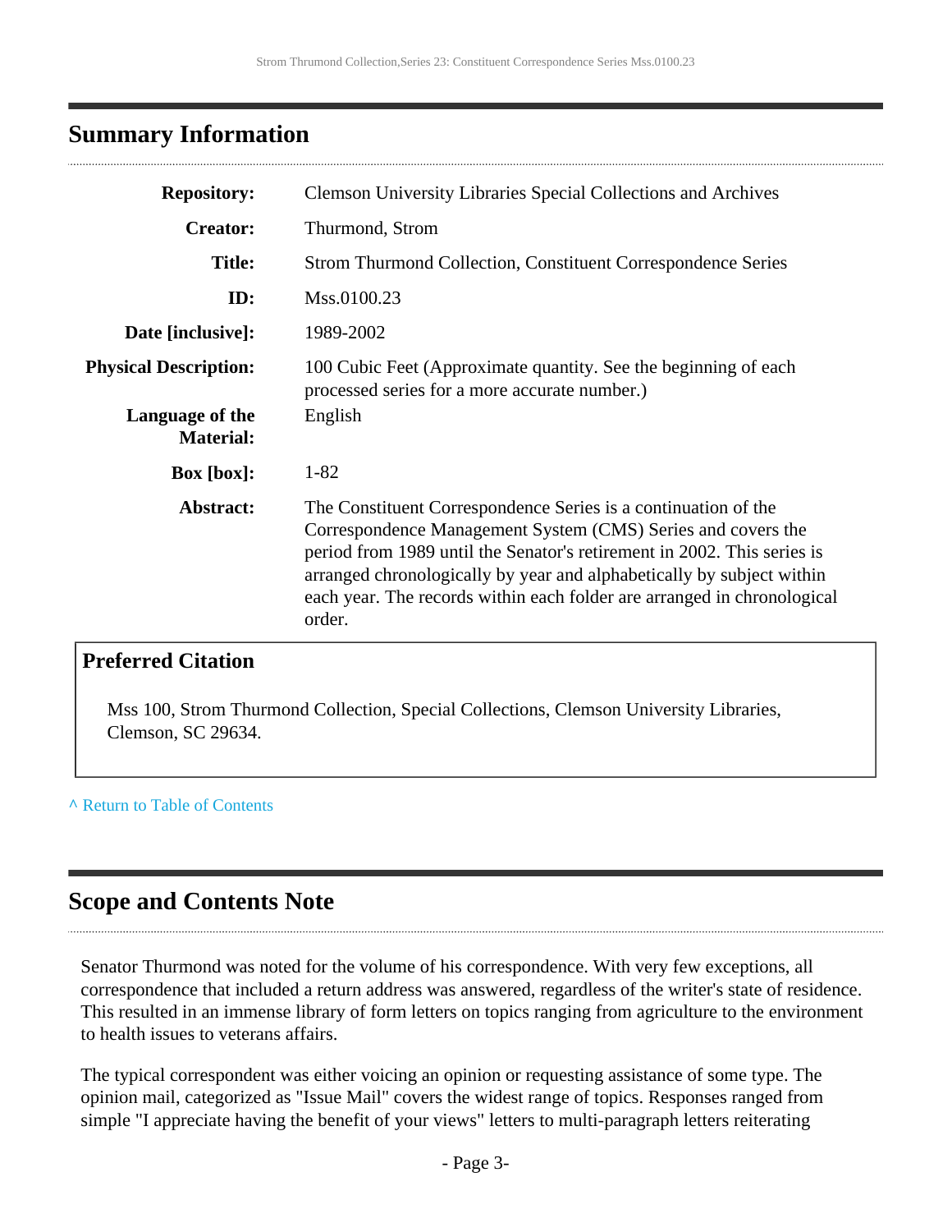## Summary Information

| | |
|---|---|
| **Repository:** | Clemson University Libraries Special Collections and Archives |
| **Creator:** | Thurmond, Strom |
| **Title:** | Strom Thurmond Collection, Constituent Correspondence Series |
| **ID:** | Mss.0100.23 |
| **Date [inclusive]:** | 1989-2002 |
| **Physical Description:** | 100 Cubic Feet (Approximate quantity. See the beginning of each processed series for a more accurate number.) |
| **Language of the Material:** | English |
| **Box [box]:** | 1-82 |
| **Abstract:** | The Constituent Correspondence Series is a continuation of the Correspondence Management System (CMS) Series and covers the period from 1989 until the Senator's retirement in 2002. This series is arranged chronologically by year and alphabetically by subject within each year. The records within each folder are arranged in chronological order. |

### Preferred Citation

Mss 100, Strom Thurmond Collection, Special Collections, Clemson University Libraries, Clemson, SC 29634.

^ Return to Table of Contents

## Scope and Contents Note

Senator Thurmond was noted for the volume of his correspondence. With very few exceptions, all correspondence that included a return address was answered, regardless of the writer's state of residence. This resulted in an immense library of form letters on topics ranging from agriculture to the environment to health issues to veterans affairs.

The typical correspondent was either voicing an opinion or requesting assistance of some type. The opinion mail, categorized as "Issue Mail" covers the widest range of topics. Responses ranged from simple "I appreciate having the benefit of your views" letters to multi-paragraph letters reiterating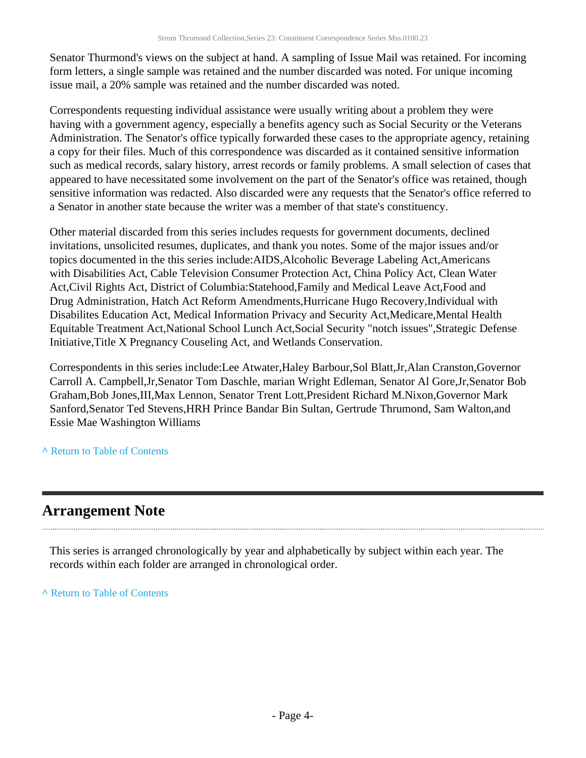Senator Thurmond's views on the subject at hand. A sampling of Issue Mail was retained. For incoming form letters, a single sample was retained and the number discarded was noted. For unique incoming issue mail, a 20% sample was retained and the number discarded was noted.

Correspondents requesting individual assistance were usually writing about a problem they were having with a government agency, especially a benefits agency such as Social Security or the Veterans Administration. The Senator's office typically forwarded these cases to the appropriate agency, retaining a copy for their files. Much of this correspondence was discarded as it contained sensitive information such as medical records, salary history, arrest records or family problems. A small selection of cases that appeared to have necessitated some involvement on the part of the Senator's office was retained, though sensitive information was redacted. Also discarded were any requests that the Senator's office referred to a Senator in another state because the writer was a member of that state's constituency.

Other material discarded from this series includes requests for government documents, declined invitations, unsolicited resumes, duplicates, and thank you notes. Some of the major issues and/or topics documented in the this series include:AIDS,Alcoholic Beverage Labeling Act,Americans with Disabilities Act, Cable Television Consumer Protection Act, China Policy Act, Clean Water Act,Civil Rights Act, District of Columbia:Statehood,Family and Medical Leave Act,Food and Drug Administration, Hatch Act Reform Amendments,Hurricane Hugo Recovery,Individual with Disabilites Education Act, Medical Information Privacy and Security Act,Medicare,Mental Health Equitable Treatment Act,National School Lunch Act,Social Security "notch issues",Strategic Defense Initiative,Title X Pregnancy Couseling Act, and Wetlands Conservation.

Correspondents in this series include:Lee Atwater,Haley Barbour,Sol Blatt,Jr,Alan Cranston,Governor Carroll A. Campbell,Jr,Senator Tom Daschle, marian Wright Edleman, Senator Al Gore,Jr,Senator Bob Graham,Bob Jones,III,Max Lennon, Senator Trent Lott,President Richard M.Nixon,Governor Mark Sanford,Senator Ted Stevens,HRH Prince Bandar Bin Sultan, Gertrude Thrumond, Sam Walton,and Essie Mae Washington Williams

^ Return to Table of Contents

## Arrangement Note

This series is arranged chronologically by year and alphabetically by subject within each year. The records within each folder are arranged in chronological order.

^ Return to Table of Contents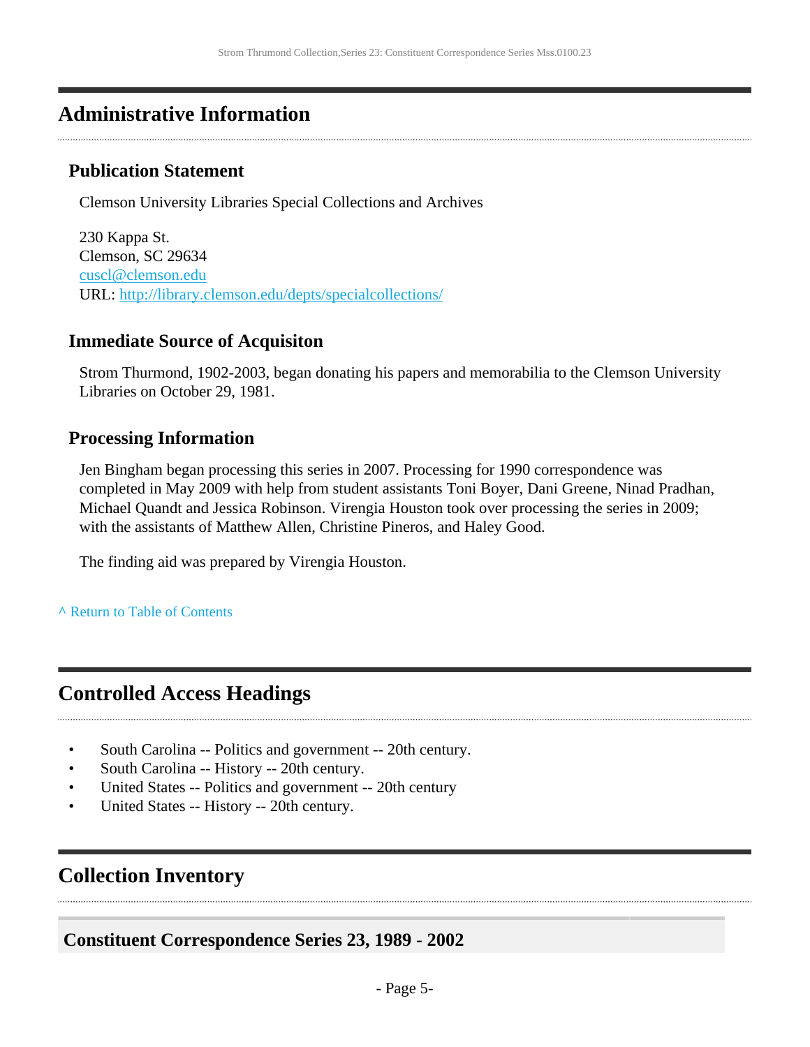## Administrative Information

### Publication Statement

Clemson University Libraries Special Collections and Archives

230 Kappa St.
Clemson, SC 29634
cuscl@clemson.edu
URL: http://library.clemson.edu/depts/specialcollections/

### Immediate Source of Acquisiton

Strom Thurmond, 1902-2003, began donating his papers and memorabilia to the Clemson University Libraries on October 29, 1981.

### Processing Information

Jen Bingham began processing this series in 2007. Processing for 1990 correspondence was completed in May 2009 with help from student assistants Toni Boyer, Dani Greene, Ninad Pradhan, Michael Quandt and Jessica Robinson. Virengia Houston took over processing the series in 2009; with the assistants of Matthew Allen, Christine Pineros, and Haley Good.

The finding aid was prepared by Virengia Houston.

^ Return to Table of Contents

## Controlled Access Headings

- South Carolina -- Politics and government -- 20th century.
- South Carolina -- History -- 20th century.
- United States -- Politics and government -- 20th century
- United States -- History -- 20th century.

## Collection Inventory

### Constituent Correspondence Series 23, 1989 - 2002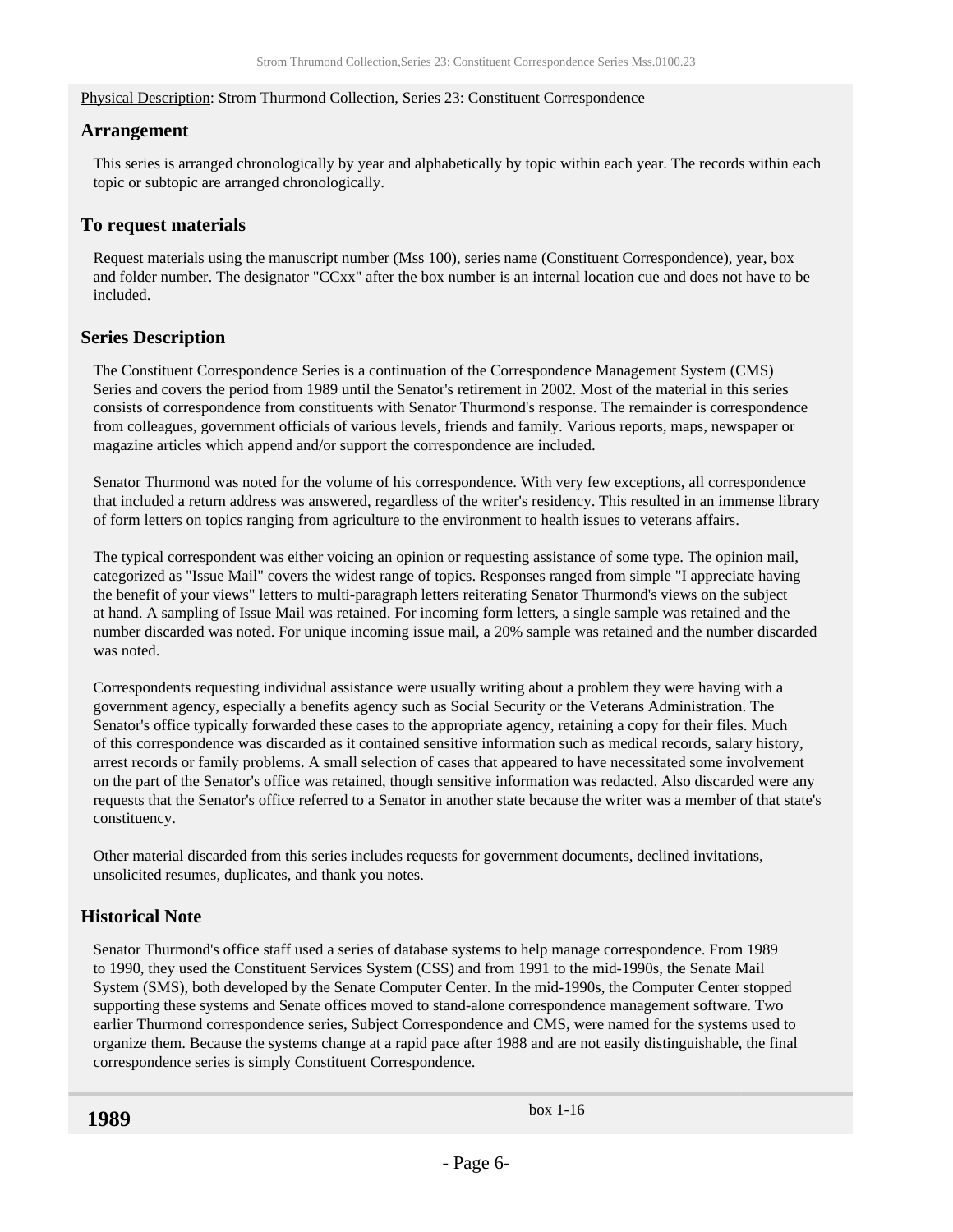Physical Description: Strom Thurmond Collection, Series 23: Constituent Correspondence

## Arrangement

This series is arranged chronologically by year and alphabetically by topic within each year. The records within each topic or subtopic are arranged chronologically.

## To request materials

Request materials using the manuscript number (Mss 100), series name (Constituent Correspondence), year, box and folder number. The designator "CCxx" after the box number is an internal location cue and does not have to be included.

## Series Description

The Constituent Correspondence Series is a continuation of the Correspondence Management System (CMS) Series and covers the period from 1989 until the Senator's retirement in 2002. Most of the material in this series consists of correspondence from constituents with Senator Thurmond's response. The remainder is correspondence from colleagues, government officials of various levels, friends and family. Various reports, maps, newspaper or magazine articles which append and/or support the correspondence are included.

Senator Thurmond was noted for the volume of his correspondence. With very few exceptions, all correspondence that included a return address was answered, regardless of the writer's residency. This resulted in an immense library of form letters on topics ranging from agriculture to the environment to health issues to veterans affairs.

The typical correspondent was either voicing an opinion or requesting assistance of some type. The opinion mail, categorized as "Issue Mail" covers the widest range of topics. Responses ranged from simple "I appreciate having the benefit of your views" letters to multi-paragraph letters reiterating Senator Thurmond's views on the subject at hand. A sampling of Issue Mail was retained. For incoming form letters, a single sample was retained and the number discarded was noted. For unique incoming issue mail, a 20% sample was retained and the number discarded was noted.

Correspondents requesting individual assistance were usually writing about a problem they were having with a government agency, especially a benefits agency such as Social Security or the Veterans Administration. The Senator's office typically forwarded these cases to the appropriate agency, retaining a copy for their files. Much of this correspondence was discarded as it contained sensitive information such as medical records, salary history, arrest records or family problems. A small selection of cases that appeared to have necessitated some involvement on the part of the Senator's office was retained, though sensitive information was redacted. Also discarded were any requests that the Senator's office referred to a Senator in another state because the writer was a member of that state's constituency.

Other material discarded from this series includes requests for government documents, declined invitations, unsolicited resumes, duplicates, and thank you notes.

## Historical Note

Senator Thurmond's office staff used a series of database systems to help manage correspondence. From 1989 to 1990, they used the Constituent Services System (CSS) and from 1991 to the mid-1990s, the Senate Mail System (SMS), both developed by the Senate Computer Center. In the mid-1990s, the Computer Center stopped supporting these systems and Senate offices moved to stand-alone correspondence management software. Two earlier Thurmond correspondence series, Subject Correspondence and CMS, were named for the systems used to organize them. Because the systems change at a rapid pace after 1988 and are not easily distinguishable, the final correspondence series is simply Constituent Correspondence.

| **1989** | box 1-16 |
|---|---|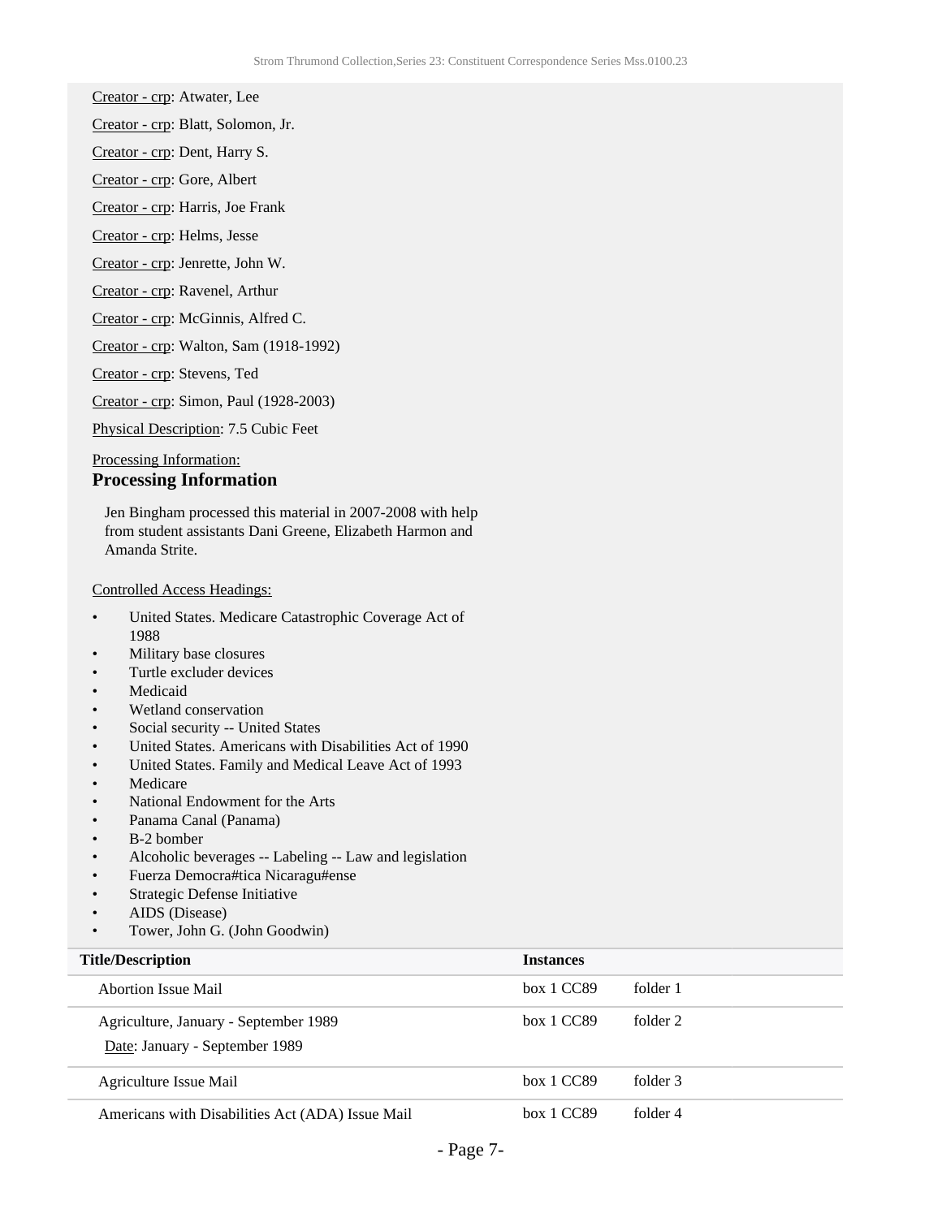Creator - crp: Atwater, Lee

Creator - crp: Blatt, Solomon, Jr.

Creator - crp: Dent, Harry S.

Creator - crp: Gore, Albert

Creator - crp: Harris, Joe Frank

Creator - crp: Helms, Jesse

Creator - crp: Jenrette, John W.

Creator - crp: Ravenel, Arthur

Creator - crp: McGinnis, Alfred C.

Creator - crp: Walton, Sam (1918-1992)

Creator - crp: Stevens, Ted

Creator - crp: Simon, Paul (1928-2003)

Physical Description: 7.5 Cubic Feet

Processing Information:

### Processing Information

Jen Bingham processed this material in 2007-2008 with help from student assistants Dani Greene, Elizabeth Harmon and Amanda Strite.

Controlled Access Headings:

- United States. Medicare Catastrophic Coverage Act of 1988
- Military base closures
- Turtle excluder devices
- Medicaid
- Wetland conservation
- Social security -- United States
- United States. Americans with Disabilities Act of 1990
- United States. Family and Medical Leave Act of 1993
- Medicare
- National Endowment for the Arts
- Panama Canal (Panama)
- B-2 bomber
- Alcoholic beverages -- Labeling -- Law and legislation
- Fuerza Democra#tica Nicaragu#ense
- Strategic Defense Initiative
- AIDS (Disease)
- Tower, John G. (John Goodwin)

| Title/Description | Instances | |
|---|---|---|
| Abortion Issue Mail | box 1 CC89 | folder 1 |
| Agriculture, January - September 1989<br>Date: January - September 1989 | box 1 CC89 | folder 2 |
| Agriculture Issue Mail | box 1 CC89 | folder 3 |
| Americans with Disabilities Act (ADA) Issue Mail | box 1 CC89 | folder 4 |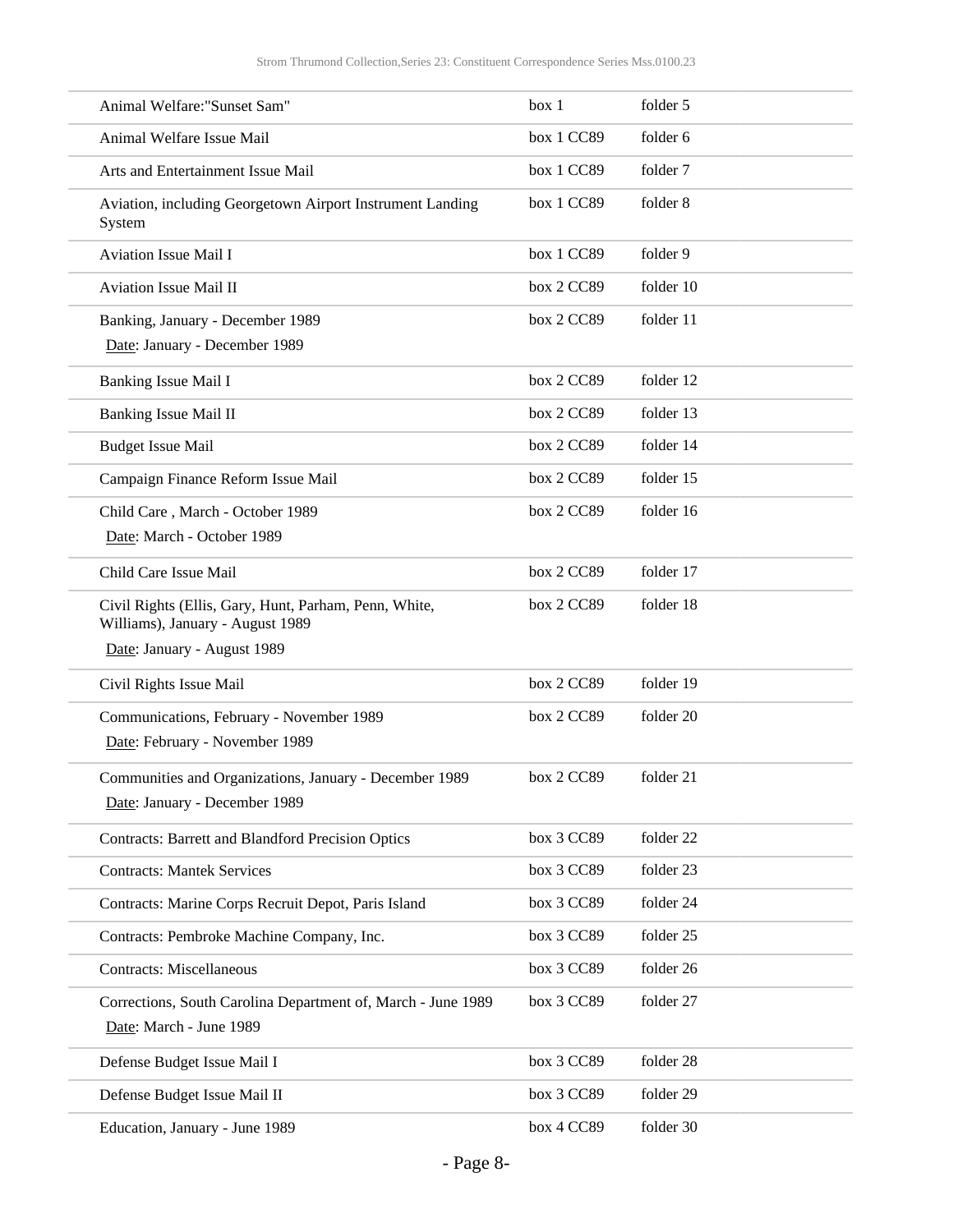| | | |
|---|---|---|
| Animal Welfare:"Sunset Sam" | box 1 | folder 5 |
| Animal Welfare Issue Mail | box 1 CC89 | folder 6 |
| Arts and Entertainment Issue Mail | box 1 CC89 | folder 7 |
| Aviation, including Georgetown Airport Instrument Landing System | box 1 CC89 | folder 8 |
| Aviation Issue Mail I | box 1 CC89 | folder 9 |
| Aviation Issue Mail II | box 2 CC89 | folder 10 |
| Banking, January - December 1989<br>Date: January - December 1989 | box 2 CC89 | folder 11 |
| Banking Issue Mail I | box 2 CC89 | folder 12 |
| Banking Issue Mail II | box 2 CC89 | folder 13 |
| Budget Issue Mail | box 2 CC89 | folder 14 |
| Campaign Finance Reform Issue Mail | box 2 CC89 | folder 15 |
| Child Care , March - October 1989<br>Date: March - October 1989 | box 2 CC89 | folder 16 |
| Child Care Issue Mail | box 2 CC89 | folder 17 |
| Civil Rights (Ellis, Gary, Hunt, Parham, Penn, White, Williams), January - August 1989<br>Date: January - August 1989 | box 2 CC89 | folder 18 |
| Civil Rights Issue Mail | box 2 CC89 | folder 19 |
| Communications, February - November 1989<br>Date: February - November 1989 | box 2 CC89 | folder 20 |
| Communities and Organizations, January - December 1989<br>Date: January - December 1989 | box 2 CC89 | folder 21 |
| Contracts: Barrett and Blandford Precision Optics | box 3 CC89 | folder 22 |
| Contracts: Mantek Services | box 3 CC89 | folder 23 |
| Contracts: Marine Corps Recruit Depot, Paris Island | box 3 CC89 | folder 24 |
| Contracts: Pembroke Machine Company, Inc. | box 3 CC89 | folder 25 |
| Contracts: Miscellaneous | box 3 CC89 | folder 26 |
| Corrections, South Carolina Department of, March - June 1989<br>Date: March - June 1989 | box 3 CC89 | folder 27 |
| Defense Budget Issue Mail I | box 3 CC89 | folder 28 |
| Defense Budget Issue Mail II | box 3 CC89 | folder 29 |
| Education, January - June 1989 | box 4 CC89 | folder 30 |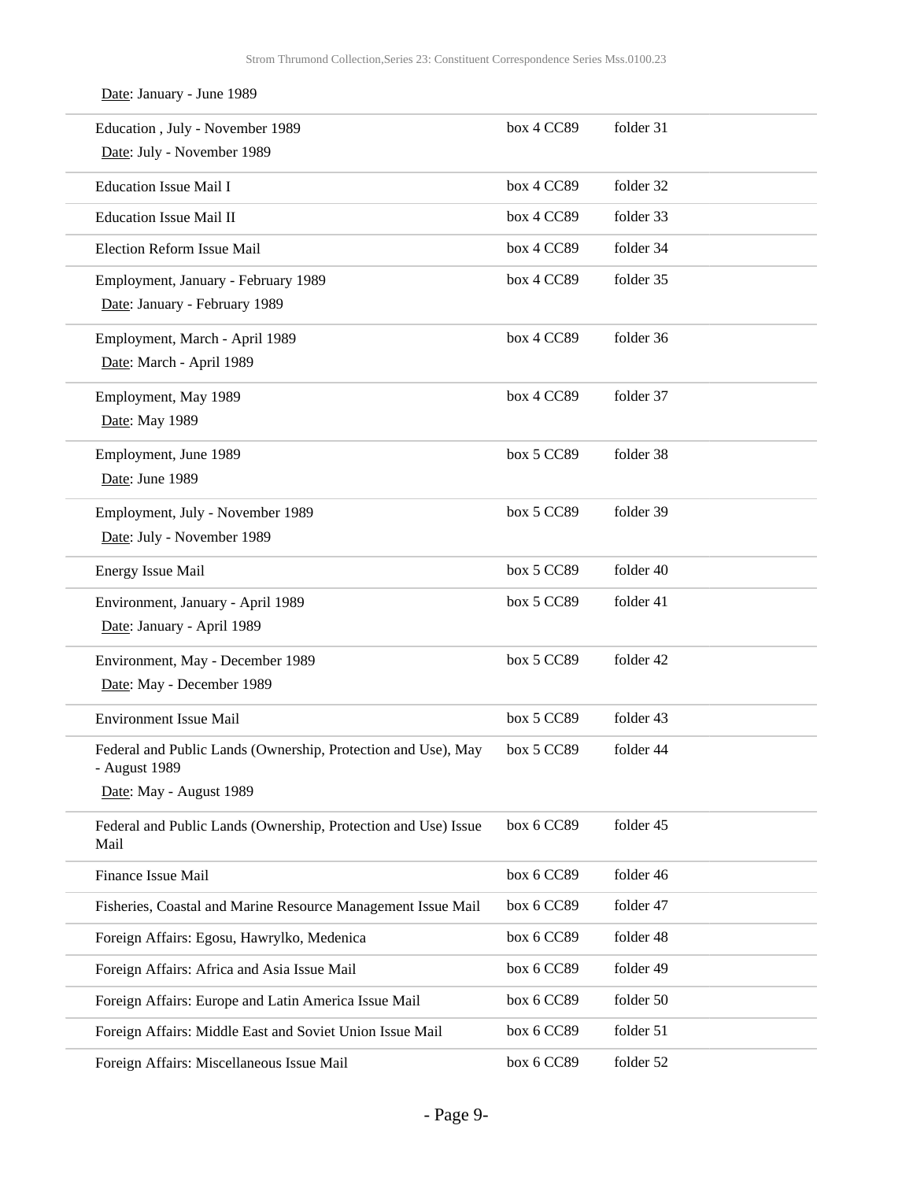Date: January - June 1989

| Title | Box | Folder |
| --- | --- | --- |
| Education , July - November 1989<br>Date: July - November 1989 | box 4 CC89 | folder 31 |
| Education Issue Mail I | box 4 CC89 | folder 32 |
| Education Issue Mail II | box 4 CC89 | folder 33 |
| Election Reform Issue Mail | box 4 CC89 | folder 34 |
| Employment, January - February 1989<br>Date: January - February 1989 | box 4 CC89 | folder 35 |
| Employment, March - April 1989<br>Date: March - April 1989 | box 4 CC89 | folder 36 |
| Employment, May 1989<br>Date: May 1989 | box 4 CC89 | folder 37 |
| Employment, June 1989<br>Date: June 1989 | box 5 CC89 | folder 38 |
| Employment, July - November 1989<br>Date: July - November 1989 | box 5 CC89 | folder 39 |
| Energy Issue Mail | box 5 CC89 | folder 40 |
| Environment, January - April 1989<br>Date: January - April 1989 | box 5 CC89 | folder 41 |
| Environment, May - December 1989<br>Date: May - December 1989 | box 5 CC89 | folder 42 |
| Environment Issue Mail | box 5 CC89 | folder 43 |
| Federal and Public Lands (Ownership, Protection and Use), May - August 1989<br>Date: May - August 1989 | box 5 CC89 | folder 44 |
| Federal and Public Lands (Ownership, Protection and Use) Issue Mail | box 6 CC89 | folder 45 |
| Finance Issue Mail | box 6 CC89 | folder 46 |
| Fisheries, Coastal and Marine Resource Management Issue Mail | box 6 CC89 | folder 47 |
| Foreign Affairs: Egosu, Hawrylko, Medenica | box 6 CC89 | folder 48 |
| Foreign Affairs: Africa and Asia Issue Mail | box 6 CC89 | folder 49 |
| Foreign Affairs: Europe and Latin America Issue Mail | box 6 CC89 | folder 50 |
| Foreign Affairs: Middle East and Soviet Union Issue Mail | box 6 CC89 | folder 51 |
| Foreign Affairs: Miscellaneous Issue Mail | box 6 CC89 | folder 52 |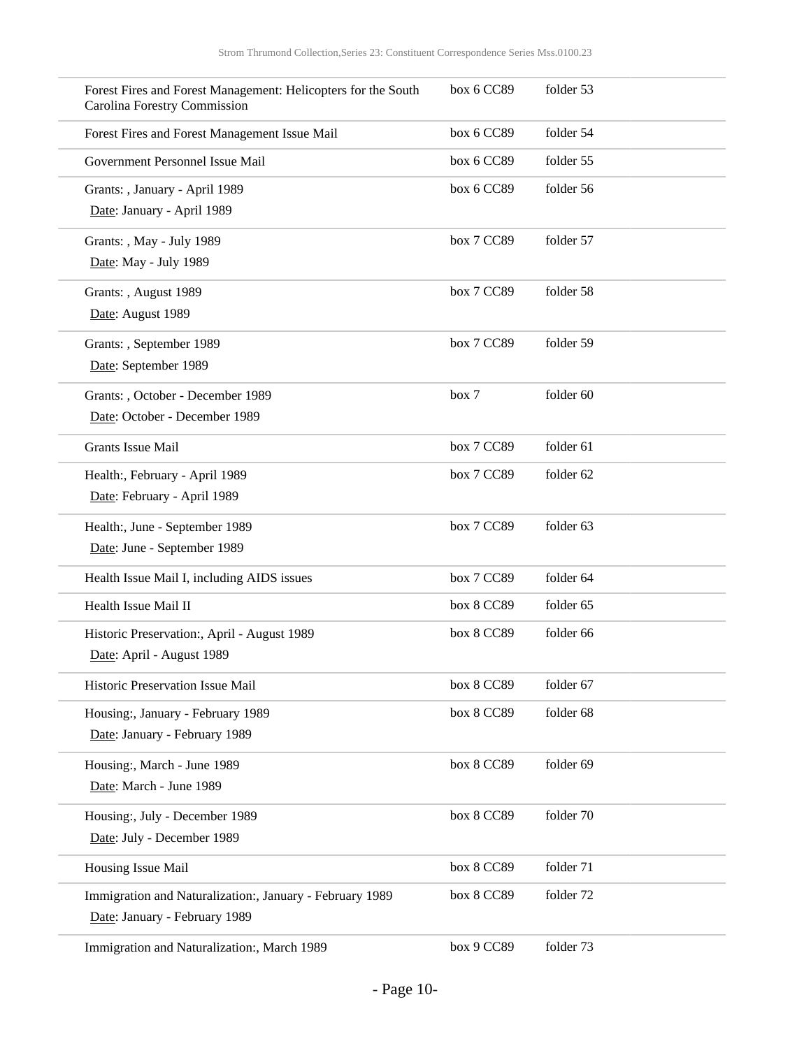| | | |
|---|---|---|
| Forest Fires and Forest Management: Helicopters for the South Carolina Forestry Commission | box 6 CC89 | folder 53 |
| Forest Fires and Forest Management Issue Mail | box 6 CC89 | folder 54 |
| Government Personnel Issue Mail | box 6 CC89 | folder 55 |
| Grants: , January - April 1989<br>Date: January - April 1989 | box 6 CC89 | folder 56 |
| Grants: , May - July 1989<br>Date: May - July 1989 | box 7 CC89 | folder 57 |
| Grants: , August 1989<br>Date: August 1989 | box 7 CC89 | folder 58 |
| Grants: , September 1989<br>Date: September 1989 | box 7 CC89 | folder 59 |
| Grants: , October - December 1989<br>Date: October - December 1989 | box 7 | folder 60 |
| Grants Issue Mail | box 7 CC89 | folder 61 |
| Health:, February - April 1989<br>Date: February - April 1989 | box 7 CC89 | folder 62 |
| Health:, June - September 1989<br>Date: June - September 1989 | box 7 CC89 | folder 63 |
| Health Issue Mail I, including AIDS issues | box 7 CC89 | folder 64 |
| Health Issue Mail II | box 8 CC89 | folder 65 |
| Historic Preservation:, April - August 1989<br>Date: April - August 1989 | box 8 CC89 | folder 66 |
| Historic Preservation Issue Mail | box 8 CC89 | folder 67 |
| Housing:, January - February 1989<br>Date: January - February 1989 | box 8 CC89 | folder 68 |
| Housing:, March - June 1989<br>Date: March - June 1989 | box 8 CC89 | folder 69 |
| Housing:, July - December 1989<br>Date: July - December 1989 | box 8 CC89 | folder 70 |
| Housing Issue Mail | box 8 CC89 | folder 71 |
| Immigration and Naturalization:, January - February 1989<br>Date: January - February 1989 | box 8 CC89 | folder 72 |
| Immigration and Naturalization:, March 1989 | box 9 CC89 | folder 73 |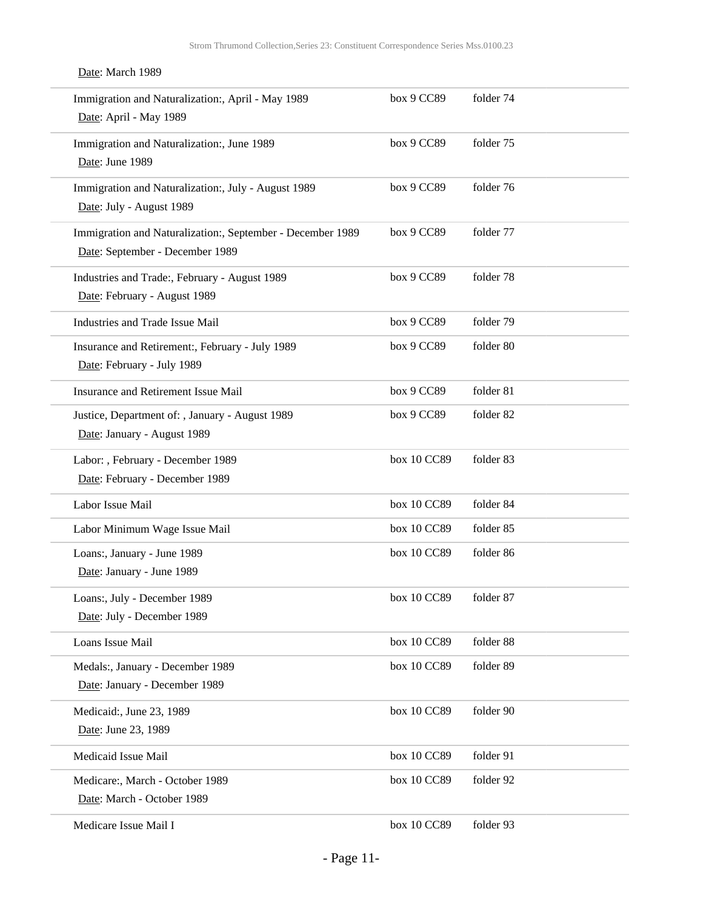Date: March 1989

| Title | Box | Folder |
|---|---|---|
| Immigration and Naturalization:, April - May 1989<br>Date: April - May 1989 | box 9 CC89 | folder 74 |
| Immigration and Naturalization:, June 1989<br>Date: June 1989 | box 9 CC89 | folder 75 |
| Immigration and Naturalization:, July - August 1989<br>Date: July - August 1989 | box 9 CC89 | folder 76 |
| Immigration and Naturalization:, September - December 1989<br>Date: September - December 1989 | box 9 CC89 | folder 77 |
| Industries and Trade:, February - August 1989<br>Date: February - August 1989 | box 9 CC89 | folder 78 |
| Industries and Trade Issue Mail | box 9 CC89 | folder 79 |
| Insurance and Retirement:, February - July 1989<br>Date: February - July 1989 | box 9 CC89 | folder 80 |
| Insurance and Retirement Issue Mail | box 9 CC89 | folder 81 |
| Justice, Department of: , January - August 1989<br>Date: January - August 1989 | box 9 CC89 | folder 82 |
| Labor: , February - December 1989<br>Date: February - December 1989 | box 10 CC89 | folder 83 |
| Labor Issue Mail | box 10 CC89 | folder 84 |
| Labor Minimum Wage Issue Mail | box 10 CC89 | folder 85 |
| Loans:, January - June 1989<br>Date: January - June 1989 | box 10 CC89 | folder 86 |
| Loans:, July - December 1989<br>Date: July - December 1989 | box 10 CC89 | folder 87 |
| Loans Issue Mail | box 10 CC89 | folder 88 |
| Medals:, January - December 1989<br>Date: January - December 1989 | box 10 CC89 | folder 89 |
| Medicaid:, June 23, 1989<br>Date: June 23, 1989 | box 10 CC89 | folder 90 |
| Medicaid Issue Mail | box 10 CC89 | folder 91 |
| Medicare:, March - October 1989<br>Date: March - October 1989 | box 10 CC89 | folder 92 |
| Medicare Issue Mail I | box 10 CC89 | folder 93 |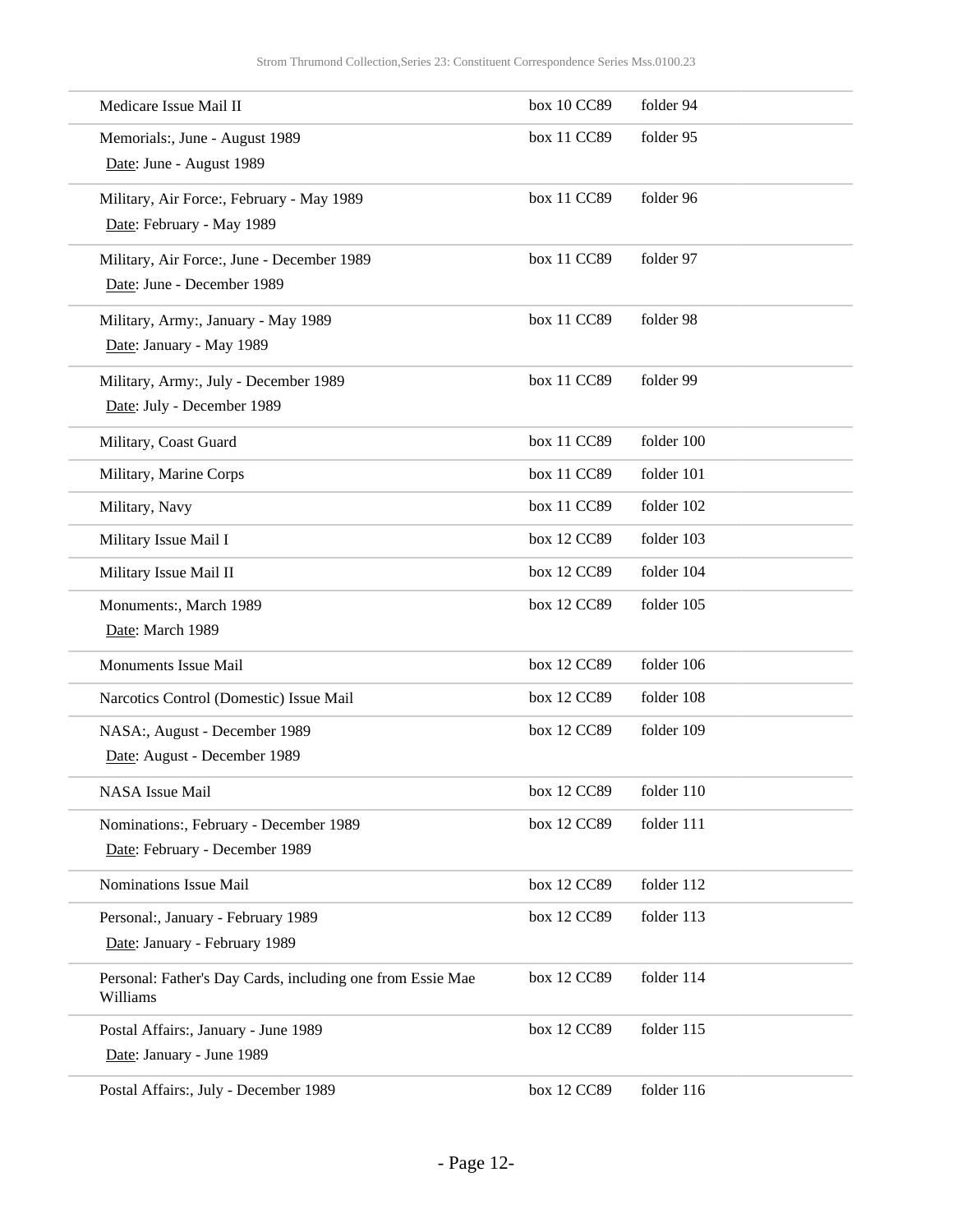| | | |
|---|---|---|
| Medicare Issue Mail II | box 10 CC89 | folder 94 |
| Memorials:, June - August 1989<br>Date: June - August 1989 | box 11 CC89 | folder 95 |
| Military, Air Force:, February - May 1989<br>Date: February - May 1989 | box 11 CC89 | folder 96 |
| Military, Air Force:, June - December 1989<br>Date: June - December 1989 | box 11 CC89 | folder 97 |
| Military, Army:, January - May 1989<br>Date: January - May 1989 | box 11 CC89 | folder 98 |
| Military, Army:, July - December 1989<br>Date: July - December 1989 | box 11 CC89 | folder 99 |
| Military, Coast Guard | box 11 CC89 | folder 100 |
| Military, Marine Corps | box 11 CC89 | folder 101 |
| Military, Navy | box 11 CC89 | folder 102 |
| Military Issue Mail I | box 12 CC89 | folder 103 |
| Military Issue Mail II | box 12 CC89 | folder 104 |
| Monuments:, March 1989<br>Date: March 1989 | box 12 CC89 | folder 105 |
| Monuments Issue Mail | box 12 CC89 | folder 106 |
| Narcotics Control (Domestic) Issue Mail | box 12 CC89 | folder 108 |
| NASA:, August - December 1989<br>Date: August - December 1989 | box 12 CC89 | folder 109 |
| NASA Issue Mail | box 12 CC89 | folder 110 |
| Nominations:, February - December 1989<br>Date: February - December 1989 | box 12 CC89 | folder 111 |
| Nominations Issue Mail | box 12 CC89 | folder 112 |
| Personal:, January - February 1989<br>Date: January - February 1989 | box 12 CC89 | folder 113 |
| Personal: Father's Day Cards, including one from Essie Mae Williams | box 12 CC89 | folder 114 |
| Postal Affairs:, January - June 1989<br>Date: January - June 1989 | box 12 CC89 | folder 115 |
| Postal Affairs:, July - December 1989 | box 12 CC89 | folder 116 |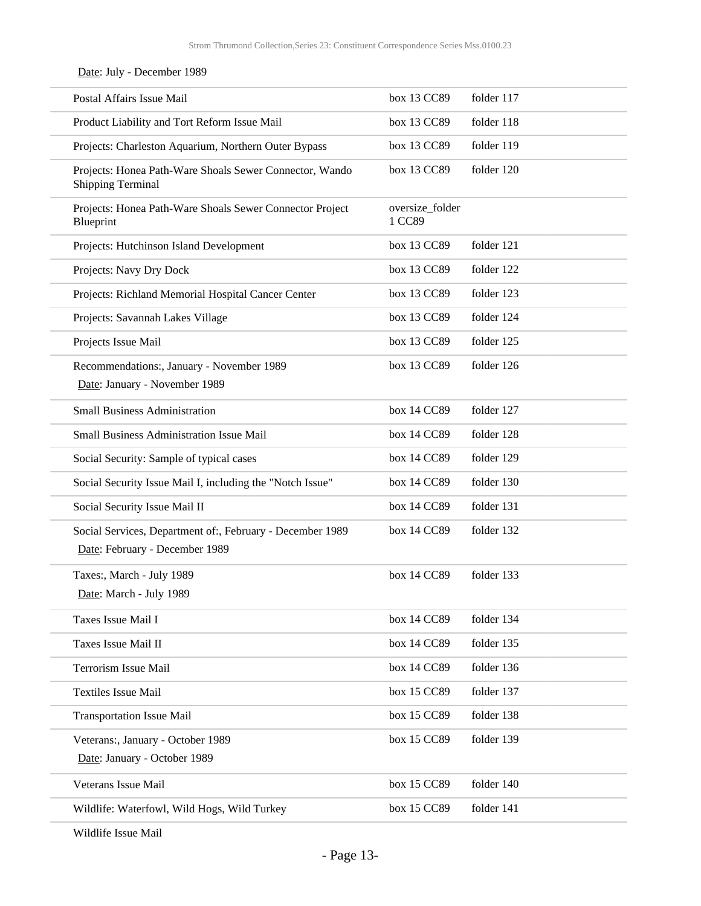Date: July - December 1989

| | | |
|---|---|---|
| Postal Affairs Issue Mail | box 13 CC89 | folder 117 |
| Product Liability and Tort Reform Issue Mail | box 13 CC89 | folder 118 |
| Projects: Charleston Aquarium, Northern Outer Bypass | box 13 CC89 | folder 119 |
| Projects: Honea Path-Ware Shoals Sewer Connector, Wando Shipping Terminal | box 13 CC89 | folder 120 |
| Projects: Honea Path-Ware Shoals Sewer Connector Project Blueprint | oversize_folder 1 CC89 | |
| Projects: Hutchinson Island Development | box 13 CC89 | folder 121 |
| Projects: Navy Dry Dock | box 13 CC89 | folder 122 |
| Projects: Richland Memorial Hospital Cancer Center | box 13 CC89 | folder 123 |
| Projects: Savannah Lakes Village | box 13 CC89 | folder 124 |
| Projects Issue Mail | box 13 CC89 | folder 125 |
| Recommendations:, January - November 1989<br>Date: January - November 1989 | box 13 CC89 | folder 126 |
| Small Business Administration | box 14 CC89 | folder 127 |
| Small Business Administration Issue Mail | box 14 CC89 | folder 128 |
| Social Security: Sample of typical cases | box 14 CC89 | folder 129 |
| Social Security Issue Mail I, including the "Notch Issue" | box 14 CC89 | folder 130 |
| Social Security Issue Mail II | box 14 CC89 | folder 131 |
| Social Services, Department of:, February - December 1989<br>Date: February - December 1989 | box 14 CC89 | folder 132 |
| Taxes:, March - July 1989<br>Date: March - July 1989 | box 14 CC89 | folder 133 |
| Taxes Issue Mail I | box 14 CC89 | folder 134 |
| Taxes Issue Mail II | box 14 CC89 | folder 135 |
| Terrorism Issue Mail | box 14 CC89 | folder 136 |
| Textiles Issue Mail | box 15 CC89 | folder 137 |
| Transportation Issue Mail | box 15 CC89 | folder 138 |
| Veterans:, January - October 1989<br>Date: January - October 1989 | box 15 CC89 | folder 139 |
| Veterans Issue Mail | box 15 CC89 | folder 140 |
| Wildlife: Waterfowl, Wild Hogs, Wild Turkey | box 15 CC89 | folder 141 |
| Wildlife Issue Mail | | |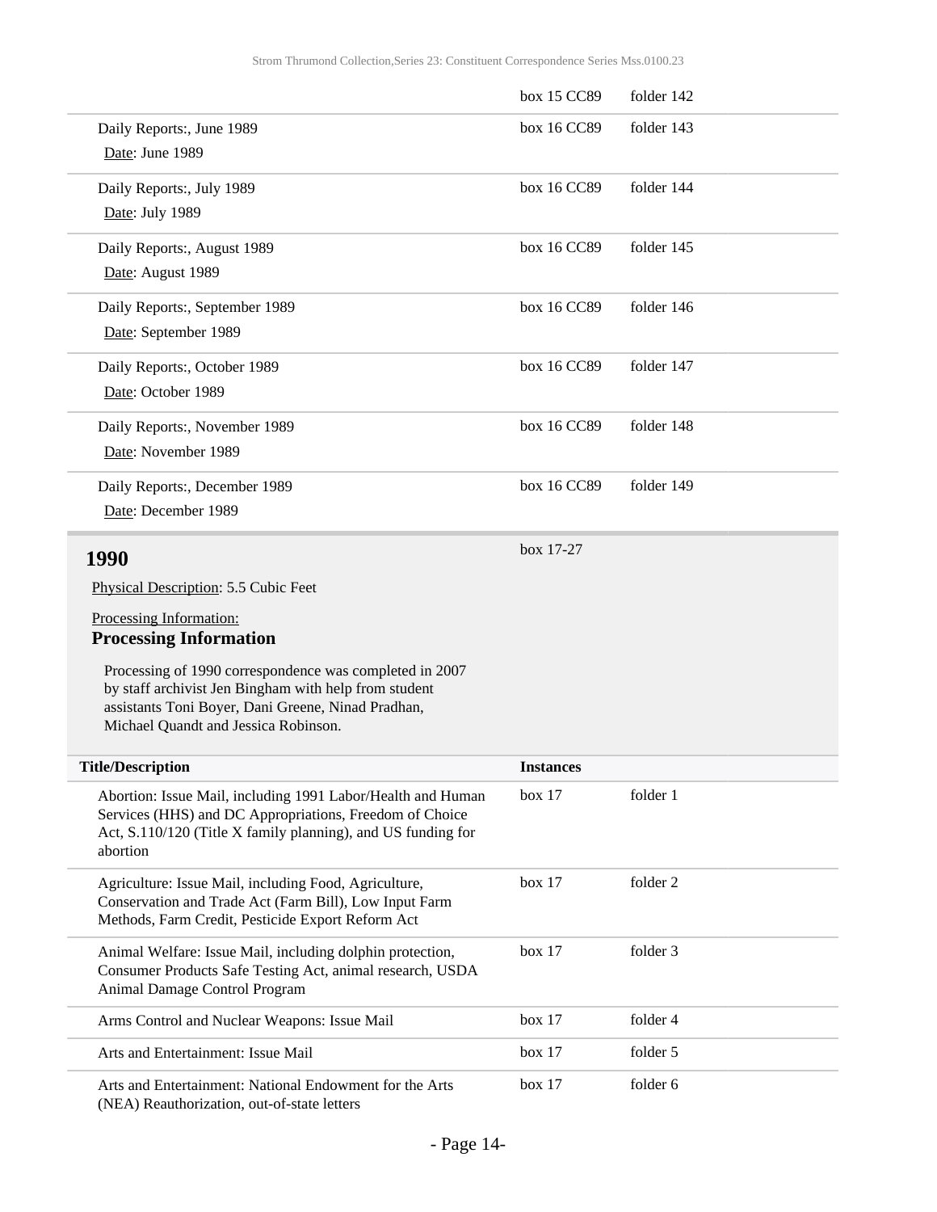| | | |
|---|---|---|
| | box 15 CC89 | folder 142 |
| Daily Reports:, June 1989<br>Date: June 1989 | box 16 CC89 | folder 143 |
| Daily Reports:, July 1989<br>Date: July 1989 | box 16 CC89 | folder 144 |
| Daily Reports:, August 1989<br>Date: August 1989 | box 16 CC89 | folder 145 |
| Daily Reports:, September 1989<br>Date: September 1989 | box 16 CC89 | folder 146 |
| Daily Reports:, October 1989<br>Date: October 1989 | box 16 CC89 | folder 147 |
| Daily Reports:, November 1989<br>Date: November 1989 | box 16 CC89 | folder 148 |
| Daily Reports:, December 1989<br>Date: December 1989 | box 16 CC89 | folder 149 |

## 1990

box 17-27

Physical Description: 5.5 Cubic Feet

Processing Information:

### Processing Information

Processing of 1990 correspondence was completed in 2007 by staff archivist Jen Bingham with help from student assistants Toni Boyer, Dani Greene, Ninad Pradhan, Michael Quandt and Jessica Robinson.

| Title/Description | Instances | |
|---|---|---|
| Abortion: Issue Mail, including 1991 Labor/Health and Human Services (HHS) and DC Appropriations, Freedom of Choice Act, S.110/120 (Title X family planning), and US funding for abortion | box 17 | folder 1 |
| Agriculture: Issue Mail, including Food, Agriculture, Conservation and Trade Act (Farm Bill), Low Input Farm Methods, Farm Credit, Pesticide Export Reform Act | box 17 | folder 2 |
| Animal Welfare: Issue Mail, including dolphin protection, Consumer Products Safe Testing Act, animal research, USDA Animal Damage Control Program | box 17 | folder 3 |
| Arms Control and Nuclear Weapons: Issue Mail | box 17 | folder 4 |
| Arts and Entertainment: Issue Mail | box 17 | folder 5 |
| Arts and Entertainment: National Endowment for the Arts (NEA) Reauthorization, out-of-state letters | box 17 | folder 6 |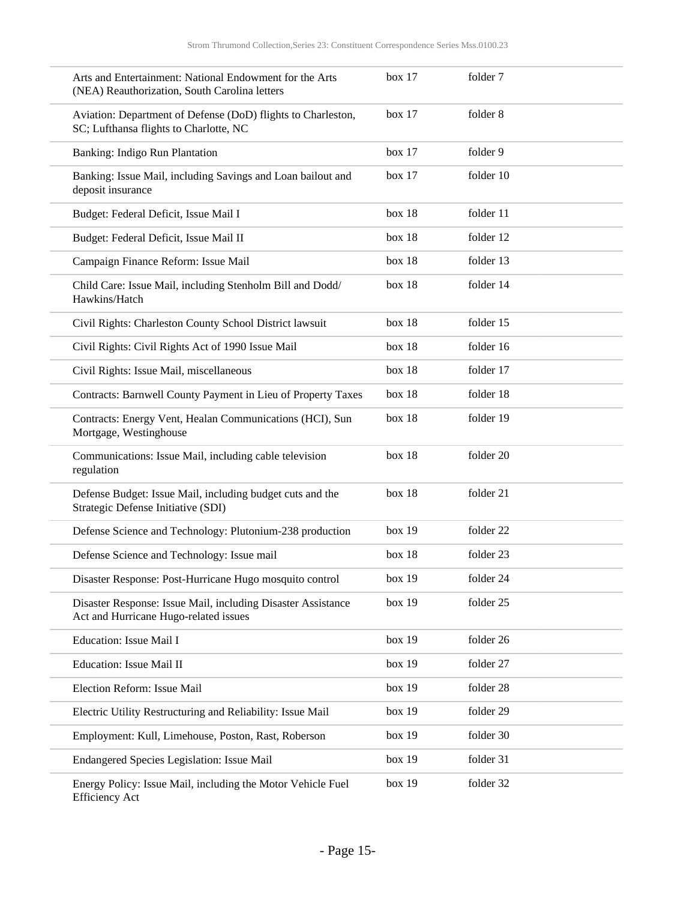| | | |
|---|---|---|
| Arts and Entertainment: National Endowment for the Arts (NEA) Reauthorization, South Carolina letters | box 17 | folder 7 |
| Aviation: Department of Defense (DoD) flights to Charleston, SC; Lufthansa flights to Charlotte, NC | box 17 | folder 8 |
| Banking: Indigo Run Plantation | box 17 | folder 9 |
| Banking: Issue Mail, including Savings and Loan bailout and deposit insurance | box 17 | folder 10 |
| Budget: Federal Deficit, Issue Mail I | box 18 | folder 11 |
| Budget: Federal Deficit, Issue Mail II | box 18 | folder 12 |
| Campaign Finance Reform: Issue Mail | box 18 | folder 13 |
| Child Care: Issue Mail, including Stenholm Bill and Dodd/ Hawkins/Hatch | box 18 | folder 14 |
| Civil Rights: Charleston County School District lawsuit | box 18 | folder 15 |
| Civil Rights: Civil Rights Act of 1990 Issue Mail | box 18 | folder 16 |
| Civil Rights: Issue Mail, miscellaneous | box 18 | folder 17 |
| Contracts: Barnwell County Payment in Lieu of Property Taxes | box 18 | folder 18 |
| Contracts: Energy Vent, Healan Communications (HCI), Sun Mortgage, Westinghouse | box 18 | folder 19 |
| Communications: Issue Mail, including cable television regulation | box 18 | folder 20 |
| Defense Budget: Issue Mail, including budget cuts and the Strategic Defense Initiative (SDI) | box 18 | folder 21 |
| Defense Science and Technology: Plutonium-238 production | box 19 | folder 22 |
| Defense Science and Technology: Issue mail | box 18 | folder 23 |
| Disaster Response: Post-Hurricane Hugo mosquito control | box 19 | folder 24 |
| Disaster Response: Issue Mail, including Disaster Assistance Act and Hurricane Hugo-related issues | box 19 | folder 25 |
| Education: Issue Mail I | box 19 | folder 26 |
| Education: Issue Mail II | box 19 | folder 27 |
| Election Reform: Issue Mail | box 19 | folder 28 |
| Electric Utility Restructuring and Reliability: Issue Mail | box 19 | folder 29 |
| Employment: Kull, Limehouse, Poston, Rast, Roberson | box 19 | folder 30 |
| Endangered Species Legislation: Issue Mail | box 19 | folder 31 |
| Energy Policy: Issue Mail, including the Motor Vehicle Fuel Efficiency Act | box 19 | folder 32 |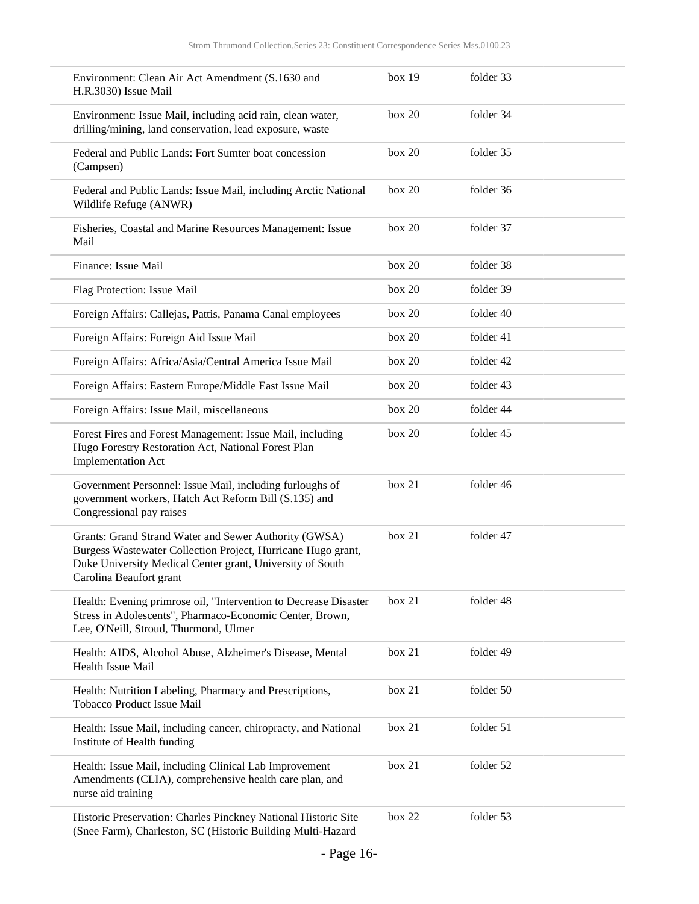| | | |
|---|---|---|
| Environment: Clean Air Act Amendment (S.1630 and H.R.3030) Issue Mail | box 19 | folder 33 |
| Environment: Issue Mail, including acid rain, clean water, drilling/mining, land conservation, lead exposure, waste | box 20 | folder 34 |
| Federal and Public Lands: Fort Sumter boat concession (Campsen) | box 20 | folder 35 |
| Federal and Public Lands: Issue Mail, including Arctic National Wildlife Refuge (ANWR) | box 20 | folder 36 |
| Fisheries, Coastal and Marine Resources Management: Issue Mail | box 20 | folder 37 |
| Finance: Issue Mail | box 20 | folder 38 |
| Flag Protection: Issue Mail | box 20 | folder 39 |
| Foreign Affairs: Callejas, Pattis, Panama Canal employees | box 20 | folder 40 |
| Foreign Affairs: Foreign Aid Issue Mail | box 20 | folder 41 |
| Foreign Affairs: Africa/Asia/Central America Issue Mail | box 20 | folder 42 |
| Foreign Affairs: Eastern Europe/Middle East Issue Mail | box 20 | folder 43 |
| Foreign Affairs: Issue Mail, miscellaneous | box 20 | folder 44 |
| Forest Fires and Forest Management: Issue Mail, including Hugo Forestry Restoration Act, National Forest Plan Implementation Act | box 20 | folder 45 |
| Government Personnel: Issue Mail, including furloughs of government workers, Hatch Act Reform Bill (S.135) and Congressional pay raises | box 21 | folder 46 |
| Grants: Grand Strand Water and Sewer Authority (GWSA) Burgess Wastewater Collection Project, Hurricane Hugo grant, Duke University Medical Center grant, University of South Carolina Beaufort grant | box 21 | folder 47 |
| Health: Evening primrose oil, "Intervention to Decrease Disaster Stress in Adolescents", Pharmaco-Economic Center, Brown, Lee, O'Neill, Stroud, Thurmond, Ulmer | box 21 | folder 48 |
| Health: AIDS, Alcohol Abuse, Alzheimer's Disease, Mental Health Issue Mail | box 21 | folder 49 |
| Health: Nutrition Labeling, Pharmacy and Prescriptions, Tobacco Product Issue Mail | box 21 | folder 50 |
| Health: Issue Mail, including cancer, chiropracty, and National Institute of Health funding | box 21 | folder 51 |
| Health: Issue Mail, including Clinical Lab Improvement Amendments (CLIA), comprehensive health care plan, and nurse aid training | box 21 | folder 52 |
| Historic Preservation: Charles Pinckney National Historic Site (Snee Farm), Charleston, SC (Historic Building Multi-Hazard | box 22 | folder 53 |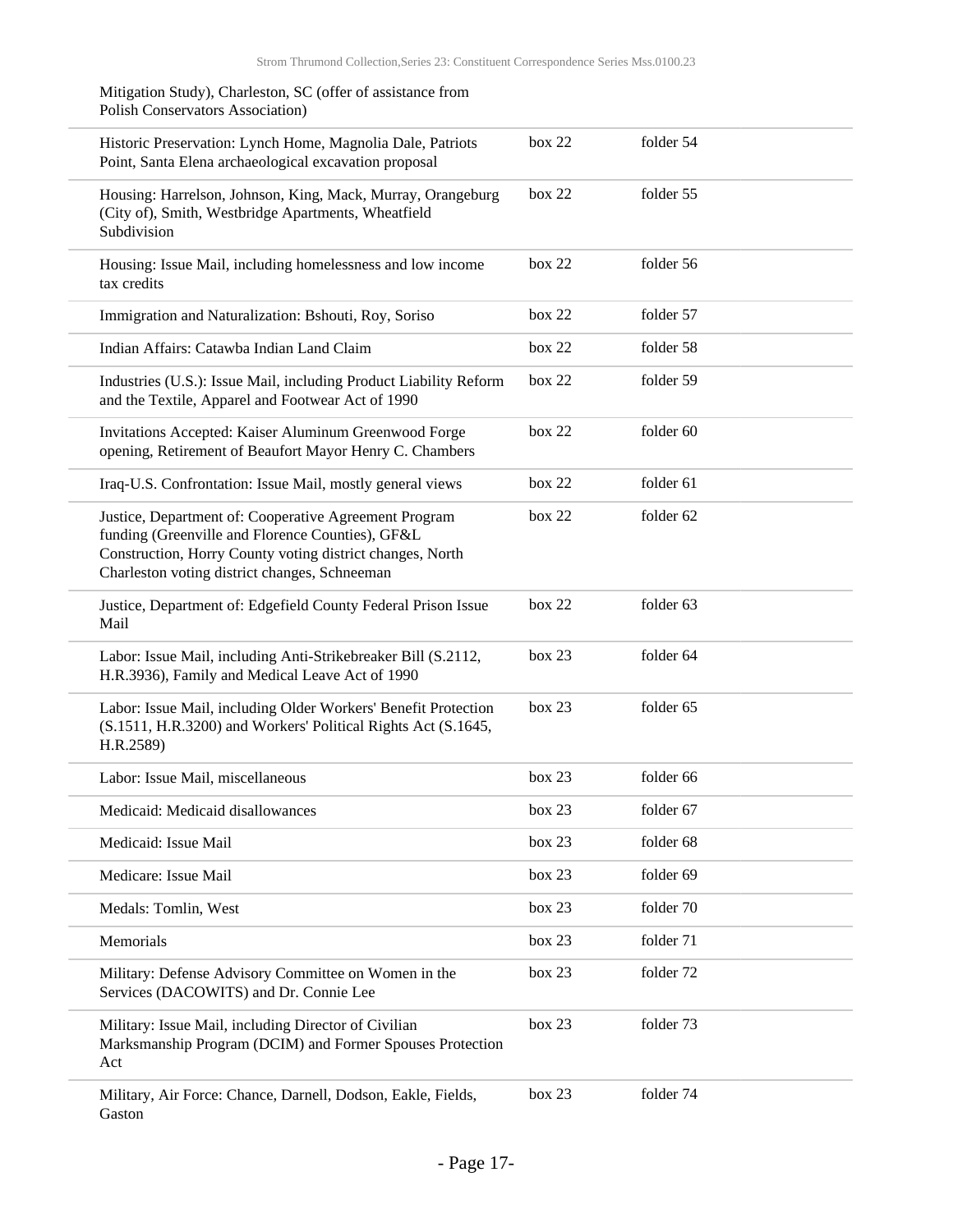| | | |
|---|---|---|
| Mitigation Study), Charleston, SC (offer of assistance from Polish Conservators Association) | | |
| Historic Preservation: Lynch Home, Magnolia Dale, Patriots Point, Santa Elena archaeological excavation proposal | box 22 | folder 54 |
| Housing: Harrelson, Johnson, King, Mack, Murray, Orangeburg (City of), Smith, Westbridge Apartments, Wheatfield Subdivision | box 22 | folder 55 |
| Housing: Issue Mail, including homelessness and low income tax credits | box 22 | folder 56 |
| Immigration and Naturalization: Bshouti, Roy, Soriso | box 22 | folder 57 |
| Indian Affairs: Catawba Indian Land Claim | box 22 | folder 58 |
| Industries (U.S.): Issue Mail, including Product Liability Reform and the Textile, Apparel and Footwear Act of 1990 | box 22 | folder 59 |
| Invitations Accepted: Kaiser Aluminum Greenwood Forge opening, Retirement of Beaufort Mayor Henry C. Chambers | box 22 | folder 60 |
| Iraq-U.S. Confrontation: Issue Mail, mostly general views | box 22 | folder 61 |
| Justice, Department of: Cooperative Agreement Program funding (Greenville and Florence Counties), GF&L Construction, Horry County voting district changes, North Charleston voting district changes, Schneeman | box 22 | folder 62 |
| Justice, Department of: Edgefield County Federal Prison Issue Mail | box 22 | folder 63 |
| Labor: Issue Mail, including Anti-Strikebreaker Bill (S.2112, H.R.3936), Family and Medical Leave Act of 1990 | box 23 | folder 64 |
| Labor: Issue Mail, including Older Workers' Benefit Protection (S.1511, H.R.3200) and Workers' Political Rights Act (S.1645, H.R.2589) | box 23 | folder 65 |
| Labor: Issue Mail, miscellaneous | box 23 | folder 66 |
| Medicaid: Medicaid disallowances | box 23 | folder 67 |
| Medicaid: Issue Mail | box 23 | folder 68 |
| Medicare: Issue Mail | box 23 | folder 69 |
| Medals: Tomlin, West | box 23 | folder 70 |
| Memorials | box 23 | folder 71 |
| Military: Defense Advisory Committee on Women in the Services (DACOWITS) and Dr. Connie Lee | box 23 | folder 72 |
| Military: Issue Mail, including Director of Civilian Marksmanship Program (DCIM) and Former Spouses Protection Act | box 23 | folder 73 |
| Military, Air Force: Chance, Darnell, Dodson, Eakle, Fields, Gaston | box 23 | folder 74 |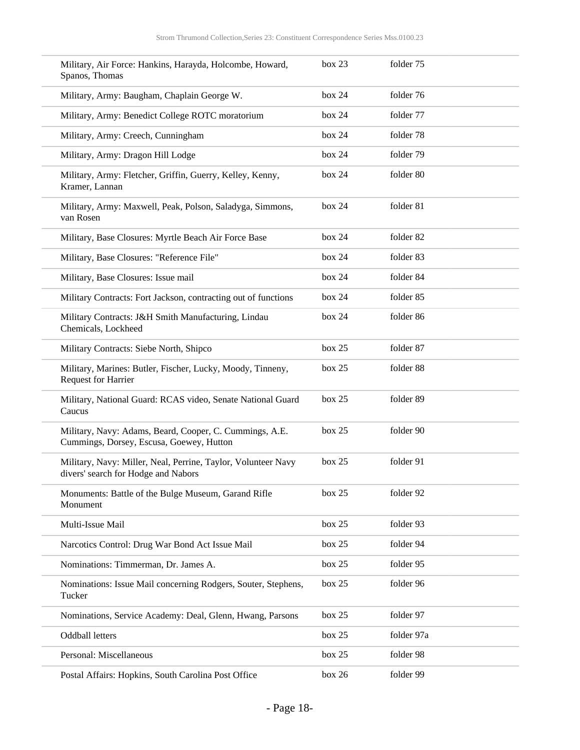| | | |
|---|---|---|
| Military, Air Force: Hankins, Harayda, Holcombe, Howard, Spanos, Thomas | box 23 | folder 75 |
| Military, Army: Baugham, Chaplain George W. | box 24 | folder 76 |
| Military, Army: Benedict College ROTC moratorium | box 24 | folder 77 |
| Military, Army: Creech, Cunningham | box 24 | folder 78 |
| Military, Army: Dragon Hill Lodge | box 24 | folder 79 |
| Military, Army: Fletcher, Griffin, Guerry, Kelley, Kenny, Kramer, Lannan | box 24 | folder 80 |
| Military, Army: Maxwell, Peak, Polson, Saladyga, Simmons, van Rosen | box 24 | folder 81 |
| Military, Base Closures: Myrtle Beach Air Force Base | box 24 | folder 82 |
| Military, Base Closures: "Reference File" | box 24 | folder 83 |
| Military, Base Closures: Issue mail | box 24 | folder 84 |
| Military Contracts: Fort Jackson, contracting out of functions | box 24 | folder 85 |
| Military Contracts: J&H Smith Manufacturing, Lindau Chemicals, Lockheed | box 24 | folder 86 |
| Military Contracts: Siebe North, Shipco | box 25 | folder 87 |
| Military, Marines: Butler, Fischer, Lucky, Moody, Tinneny, Request for Harrier | box 25 | folder 88 |
| Military, National Guard: RCAS video, Senate National Guard Caucus | box 25 | folder 89 |
| Military, Navy: Adams, Beard, Cooper, C. Cummings, A.E. Cummings, Dorsey, Escusa, Goewey, Hutton | box 25 | folder 90 |
| Military, Navy: Miller, Neal, Perrine, Taylor, Volunteer Navy divers' search for Hodge and Nabors | box 25 | folder 91 |
| Monuments: Battle of the Bulge Museum, Garand Rifle Monument | box 25 | folder 92 |
| Multi-Issue Mail | box 25 | folder 93 |
| Narcotics Control: Drug War Bond Act Issue Mail | box 25 | folder 94 |
| Nominations: Timmerman, Dr. James A. | box 25 | folder 95 |
| Nominations: Issue Mail concerning Rodgers, Souter, Stephens, Tucker | box 25 | folder 96 |
| Nominations, Service Academy: Deal, Glenn, Hwang, Parsons | box 25 | folder 97 |
| Oddball letters | box 25 | folder 97a |
| Personal: Miscellaneous | box 25 | folder 98 |
| Postal Affairs: Hopkins, South Carolina Post Office | box 26 | folder 99 |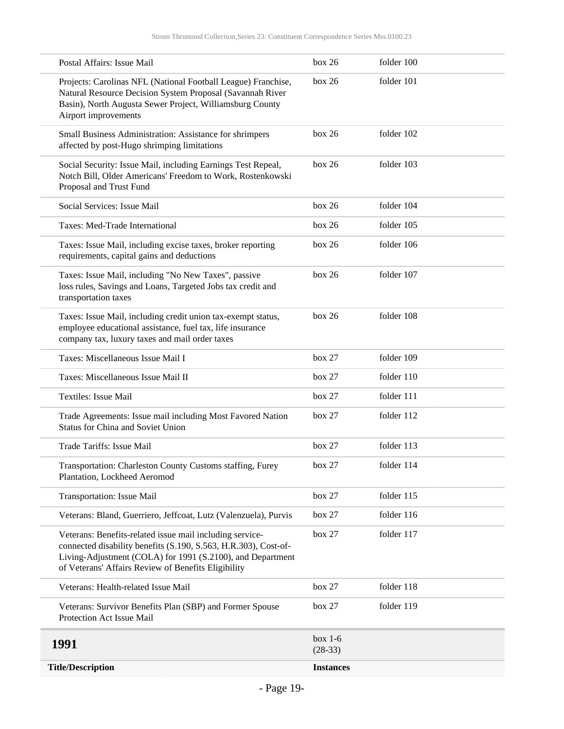| | | |
|---|---|---|
| Postal Affairs: Issue Mail | box 26 | folder 100 |
| Projects: Carolinas NFL (National Football League) Franchise, Natural Resource Decision System Proposal (Savannah River Basin), North Augusta Sewer Project, Williamsburg County Airport improvements | box 26 | folder 101 |
| Small Business Administration: Assistance for shrimpers affected by post-Hugo shrimping limitations | box 26 | folder 102 |
| Social Security: Issue Mail, including Earnings Test Repeal, Notch Bill, Older Americans' Freedom to Work, Rostenkowski Proposal and Trust Fund | box 26 | folder 103 |
| Social Services: Issue Mail | box 26 | folder 104 |
| Taxes: Med-Trade International | box 26 | folder 105 |
| Taxes: Issue Mail, including excise taxes, broker reporting requirements, capital gains and deductions | box 26 | folder 106 |
| Taxes: Issue Mail, including "No New Taxes", passive loss rules, Savings and Loans, Targeted Jobs tax credit and transportation taxes | box 26 | folder 107 |
| Taxes: Issue Mail, including credit union tax-exempt status, employee educational assistance, fuel tax, life insurance company tax, luxury taxes and mail order taxes | box 26 | folder 108 |
| Taxes: Miscellaneous Issue Mail I | box 27 | folder 109 |
| Taxes: Miscellaneous Issue Mail II | box 27 | folder 110 |
| Textiles: Issue Mail | box 27 | folder 111 |
| Trade Agreements: Issue mail including Most Favored Nation Status for China and Soviet Union | box 27 | folder 112 |
| Trade Tariffs: Issue Mail | box 27 | folder 113 |
| Transportation: Charleston County Customs staffing, Furey Plantation, Lockheed Aeromod | box 27 | folder 114 |
| Transportation: Issue Mail | box 27 | folder 115 |
| Veterans: Bland, Guerriero, Jeffcoat, Lutz (Valenzuela), Purvis | box 27 | folder 116 |
| Veterans: Benefits-related issue mail including service-connected disability benefits (S.190, S.563, H.R.303), Cost-of-Living-Adjustment (COLA) for 1991 (S.2100), and Department of Veterans' Affairs Review of Benefits Eligibility | box 27 | folder 117 |
| Veterans: Health-related Issue Mail | box 27 | folder 118 |
| Veterans: Survivor Benefits Plan (SBP) and Former Spouse Protection Act Issue Mail | box 27 | folder 119 |

## 1991

box 1-6 (28-33)

| Title/Description | Instances |
|---|---|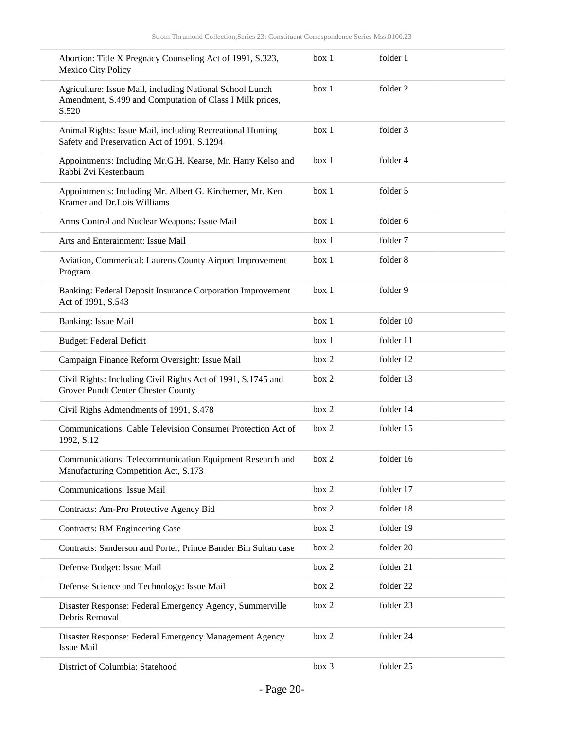| | | |
|---|---|---|
| Abortion: Title X Pregnacy Counseling Act of 1991, S.323, Mexico City Policy | box 1 | folder 1 |
| Agriculture: Issue Mail, including National School Lunch Amendment, S.499 and Computation of Class I Milk prices, S.520 | box 1 | folder 2 |
| Animal Rights: Issue Mail, including Recreational Hunting Safety and Preservation Act of 1991, S.1294 | box 1 | folder 3 |
| Appointments: Including Mr.G.H. Kearse, Mr. Harry Kelso and Rabbi Zvi Kestenbaum | box 1 | folder 4 |
| Appointments: Including Mr. Albert G. Kircherner, Mr. Ken Kramer and Dr.Lois Williams | box 1 | folder 5 |
| Arms Control and Nuclear Weapons: Issue Mail | box 1 | folder 6 |
| Arts and Enterainment: Issue Mail | box 1 | folder 7 |
| Aviation, Commerical: Laurens County Airport Improvement Program | box 1 | folder 8 |
| Banking: Federal Deposit Insurance Corporation Improvement Act of 1991, S.543 | box 1 | folder 9 |
| Banking: Issue Mail | box 1 | folder 10 |
| Budget: Federal Deficit | box 1 | folder 11 |
| Campaign Finance Reform Oversight: Issue Mail | box 2 | folder 12 |
| Civil Rights: Including Civil Rights Act of 1991, S.1745 and Grover Pundt Center Chester County | box 2 | folder 13 |
| Civil Righs Admendments of 1991, S.478 | box 2 | folder 14 |
| Communications: Cable Television Consumer Protection Act of 1992, S.12 | box 2 | folder 15 |
| Communications: Telecommunication Equipment Research and Manufacturing Competition Act, S.173 | box 2 | folder 16 |
| Communications: Issue Mail | box 2 | folder 17 |
| Contracts: Am-Pro Protective Agency Bid | box 2 | folder 18 |
| Contracts: RM Engineering Case | box 2 | folder 19 |
| Contracts: Sanderson and Porter, Prince Bander Bin Sultan case | box 2 | folder 20 |
| Defense Budget: Issue Mail | box 2 | folder 21 |
| Defense Science and Technology: Issue Mail | box 2 | folder 22 |
| Disaster Response: Federal Emergency Agency, Summerville Debris Removal | box 2 | folder 23 |
| Disaster Response: Federal Emergency Management Agency Issue Mail | box 2 | folder 24 |
| District of Columbia: Statehood | box 3 | folder 25 |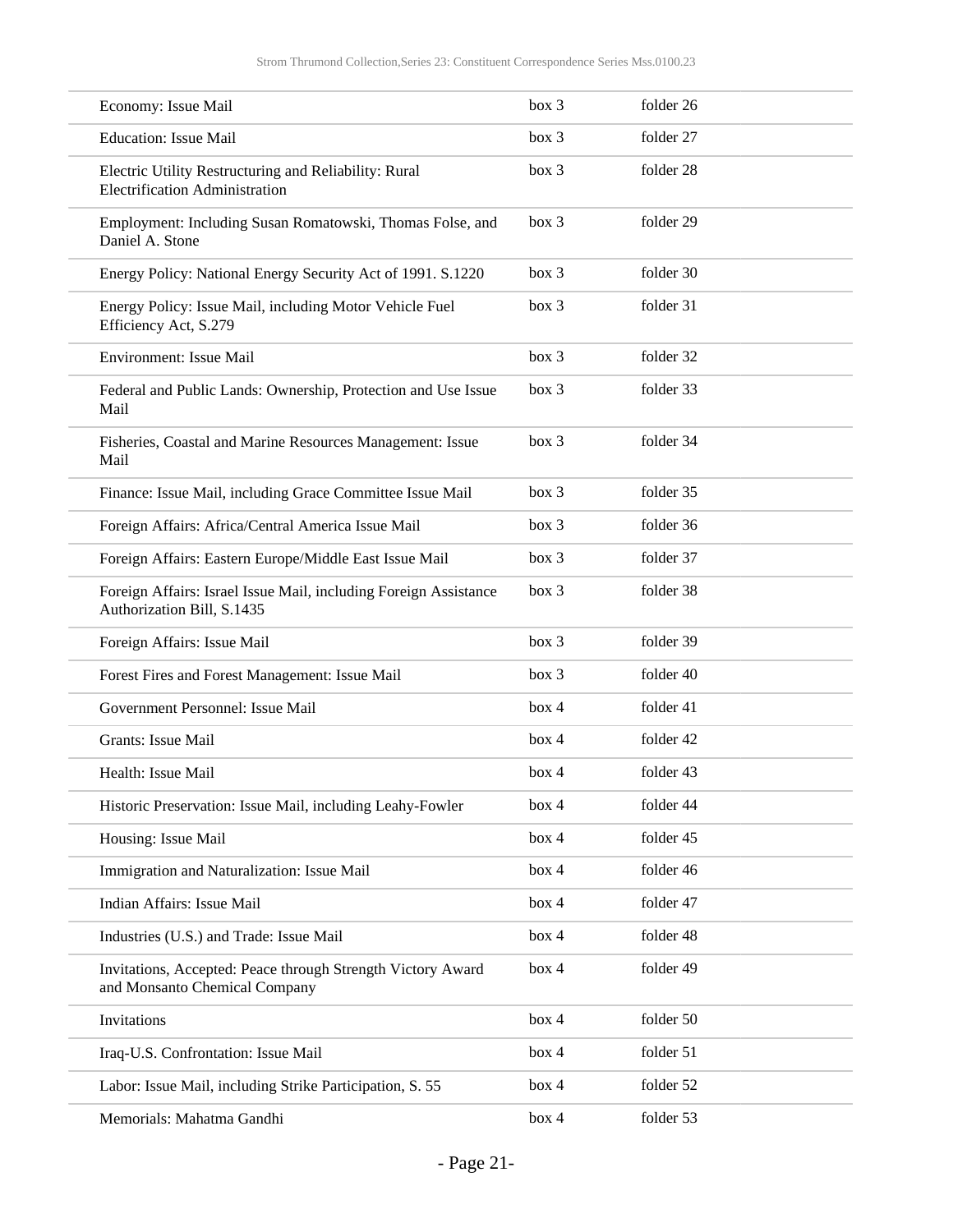| | | |
|---|---|---|
| Economy: Issue Mail | box 3 | folder 26 |
| Education: Issue Mail | box 3 | folder 27 |
| Electric Utility Restructuring and Reliability: Rural Electrification Administration | box 3 | folder 28 |
| Employment: Including Susan Romatowski, Thomas Folse, and Daniel A. Stone | box 3 | folder 29 |
| Energy Policy: National Energy Security Act of 1991. S.1220 | box 3 | folder 30 |
| Energy Policy: Issue Mail, including Motor Vehicle Fuel Efficiency Act, S.279 | box 3 | folder 31 |
| Environment: Issue Mail | box 3 | folder 32 |
| Federal and Public Lands: Ownership, Protection and Use Issue Mail | box 3 | folder 33 |
| Fisheries, Coastal and Marine Resources Management: Issue Mail | box 3 | folder 34 |
| Finance: Issue Mail, including Grace Committee Issue Mail | box 3 | folder 35 |
| Foreign Affairs: Africa/Central America Issue Mail | box 3 | folder 36 |
| Foreign Affairs: Eastern Europe/Middle East Issue Mail | box 3 | folder 37 |
| Foreign Affairs: Israel Issue Mail, including Foreign Assistance Authorization Bill, S.1435 | box 3 | folder 38 |
| Foreign Affairs: Issue Mail | box 3 | folder 39 |
| Forest Fires and Forest Management: Issue Mail | box 3 | folder 40 |
| Government Personnel: Issue Mail | box 4 | folder 41 |
| Grants: Issue Mail | box 4 | folder 42 |
| Health: Issue Mail | box 4 | folder 43 |
| Historic Preservation: Issue Mail, including Leahy-Fowler | box 4 | folder 44 |
| Housing: Issue Mail | box 4 | folder 45 |
| Immigration and Naturalization: Issue Mail | box 4 | folder 46 |
| Indian Affairs: Issue Mail | box 4 | folder 47 |
| Industries (U.S.) and Trade: Issue Mail | box 4 | folder 48 |
| Invitations, Accepted: Peace through Strength Victory Award and Monsanto Chemical Company | box 4 | folder 49 |
| Invitations | box 4 | folder 50 |
| Iraq-U.S. Confrontation: Issue Mail | box 4 | folder 51 |
| Labor: Issue Mail, including Strike Participation, S. 55 | box 4 | folder 52 |
| Memorials: Mahatma Gandhi | box 4 | folder 53 |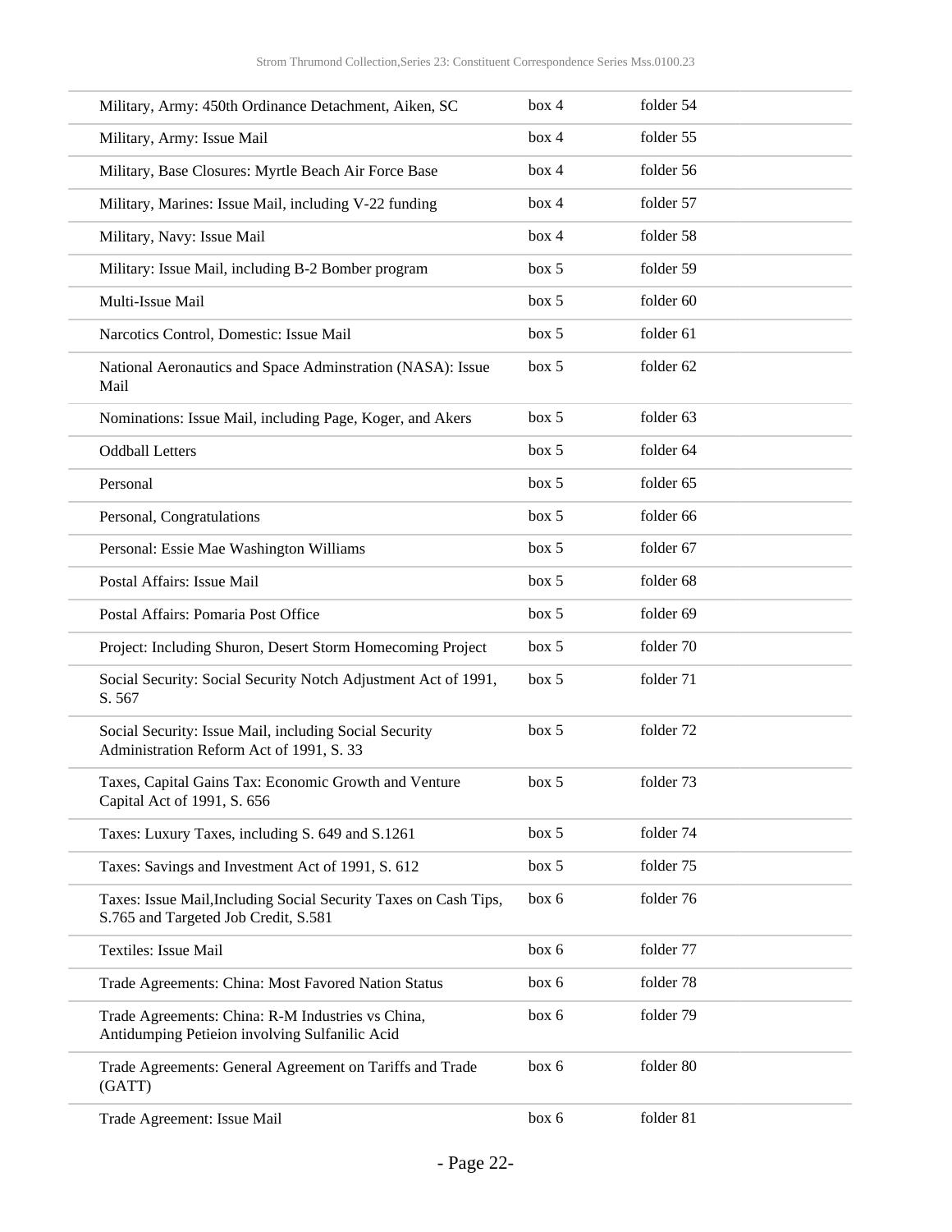| | | |
|---|---|---|
| Military, Army: 450th Ordinance Detachment, Aiken, SC | box 4 | folder 54 |
| Military, Army: Issue Mail | box 4 | folder 55 |
| Military, Base Closures: Myrtle Beach Air Force Base | box 4 | folder 56 |
| Military, Marines: Issue Mail, including V-22 funding | box 4 | folder 57 |
| Military, Navy: Issue Mail | box 4 | folder 58 |
| Military: Issue Mail, including B-2 Bomber program | box 5 | folder 59 |
| Multi-Issue Mail | box 5 | folder 60 |
| Narcotics Control, Domestic: Issue Mail | box 5 | folder 61 |
| National Aeronautics and Space Adminstration (NASA): Issue Mail | box 5 | folder 62 |
| Nominations: Issue Mail, including Page, Koger, and Akers | box 5 | folder 63 |
| Oddball Letters | box 5 | folder 64 |
| Personal | box 5 | folder 65 |
| Personal, Congratulations | box 5 | folder 66 |
| Personal: Essie Mae Washington Williams | box 5 | folder 67 |
| Postal Affairs: Issue Mail | box 5 | folder 68 |
| Postal Affairs: Pomaria Post Office | box 5 | folder 69 |
| Project: Including Shuron, Desert Storm Homecoming Project | box 5 | folder 70 |
| Social Security: Social Security Notch Adjustment Act of 1991, S. 567 | box 5 | folder 71 |
| Social Security: Issue Mail, including Social Security Administration Reform Act of 1991, S. 33 | box 5 | folder 72 |
| Taxes, Capital Gains Tax: Economic Growth and Venture Capital Act of 1991, S. 656 | box 5 | folder 73 |
| Taxes: Luxury Taxes, including S. 649 and S.1261 | box 5 | folder 74 |
| Taxes: Savings and Investment Act of 1991, S. 612 | box 5 | folder 75 |
| Taxes: Issue Mail,Including Social Security Taxes on Cash Tips, S.765 and Targeted Job Credit, S.581 | box 6 | folder 76 |
| Textiles: Issue Mail | box 6 | folder 77 |
| Trade Agreements: China: Most Favored Nation Status | box 6 | folder 78 |
| Trade Agreements: China: R-M Industries vs China, Antidumping Petieion involving Sulfanilic Acid | box 6 | folder 79 |
| Trade Agreements: General Agreement on Tariffs and Trade (GATT) | box 6 | folder 80 |
| Trade Agreement: Issue Mail | box 6 | folder 81 |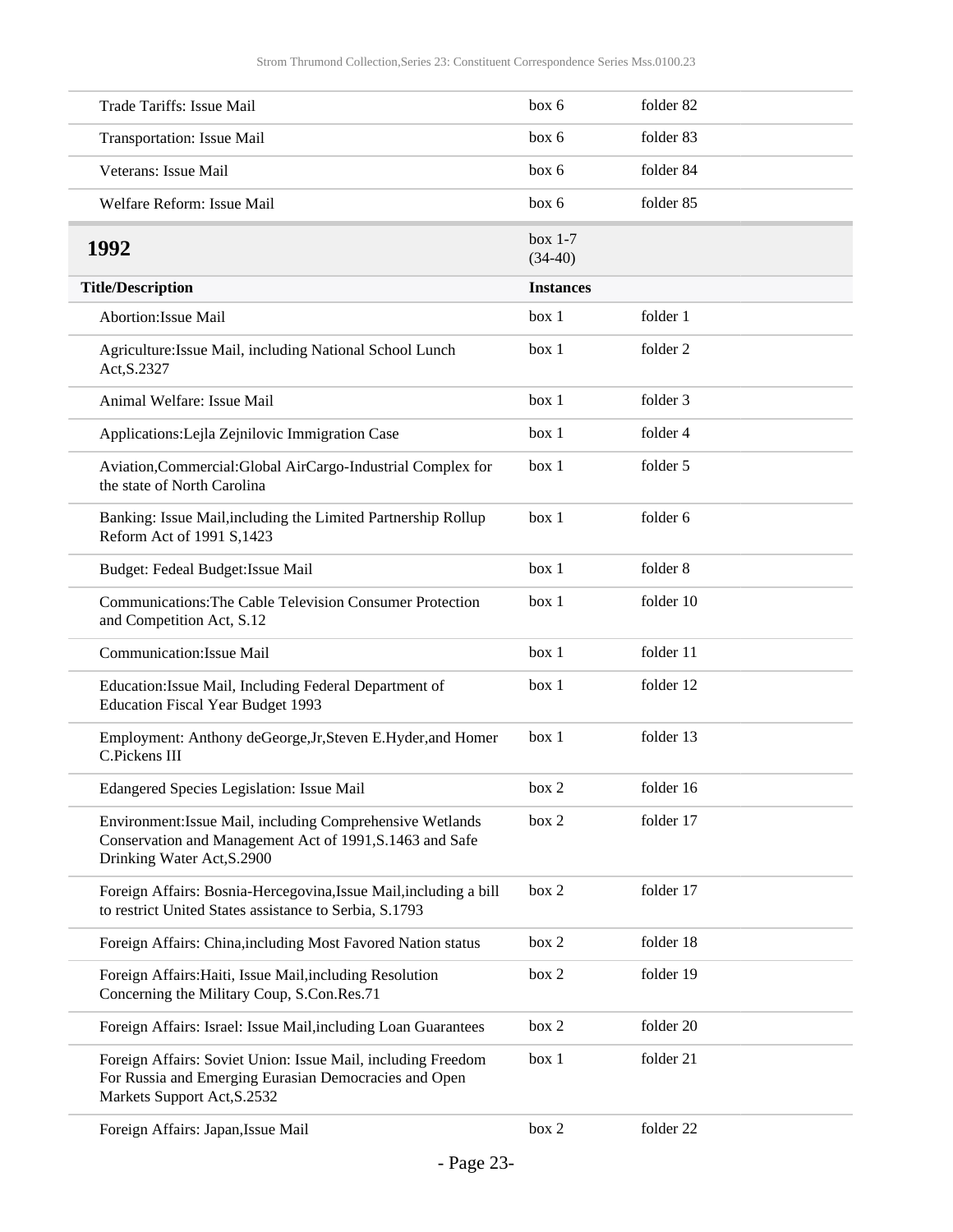| | | |
|---|---|---|
| Trade Tariffs: Issue Mail | box 6 | folder 82 |
| Transportation: Issue Mail | box 6 | folder 83 |
| Veterans: Issue Mail | box 6 | folder 84 |
| Welfare Reform: Issue Mail | box 6 | folder 85 |

## 1992

box 1-7 (34-40)

| Title/Description | Instances | |
|---|---|---|
| Abortion:Issue Mail | box 1 | folder 1 |
| Agriculture:Issue Mail, including National School Lunch Act,S.2327 | box 1 | folder 2 |
| Animal Welfare: Issue Mail | box 1 | folder 3 |
| Applications:Lejla Zejnilovic Immigration Case | box 1 | folder 4 |
| Aviation,Commercial:Global AirCargo-Industrial Complex for the state of North Carolina | box 1 | folder 5 |
| Banking: Issue Mail,including the Limited Partnership Rollup Reform Act of 1991 S,1423 | box 1 | folder 6 |
| Budget: Fedeal Budget:Issue Mail | box 1 | folder 8 |
| Communications:The Cable Television Consumer Protection and Competition Act, S.12 | box 1 | folder 10 |
| Communication:Issue Mail | box 1 | folder 11 |
| Education:Issue Mail, Including Federal Department of Education Fiscal Year Budget 1993 | box 1 | folder 12 |
| Employment: Anthony deGeorge,Jr,Steven E.Hyder,and Homer C.Pickens III | box 1 | folder 13 |
| Edangered Species Legislation: Issue Mail | box 2 | folder 16 |
| Environment:Issue Mail, including Comprehensive Wetlands Conservation and Management Act of 1991,S.1463 and Safe Drinking Water Act,S.2900 | box 2 | folder 17 |
| Foreign Affairs: Bosnia-Hercegovina,Issue Mail,including a bill to restrict United States assistance to Serbia, S.1793 | box 2 | folder 17 |
| Foreign Affairs: China,including Most Favored Nation status | box 2 | folder 18 |
| Foreign Affairs:Haiti, Issue Mail,including Resolution Concerning the Military Coup, S.Con.Res.71 | box 2 | folder 19 |
| Foreign Affairs: Israel: Issue Mail,including Loan Guarantees | box 2 | folder 20 |
| Foreign Affairs: Soviet Union: Issue Mail, including Freedom For Russia and Emerging Eurasian Democracies and Open Markets Support Act,S.2532 | box 1 | folder 21 |
| Foreign Affairs: Japan,Issue Mail | box 2 | folder 22 |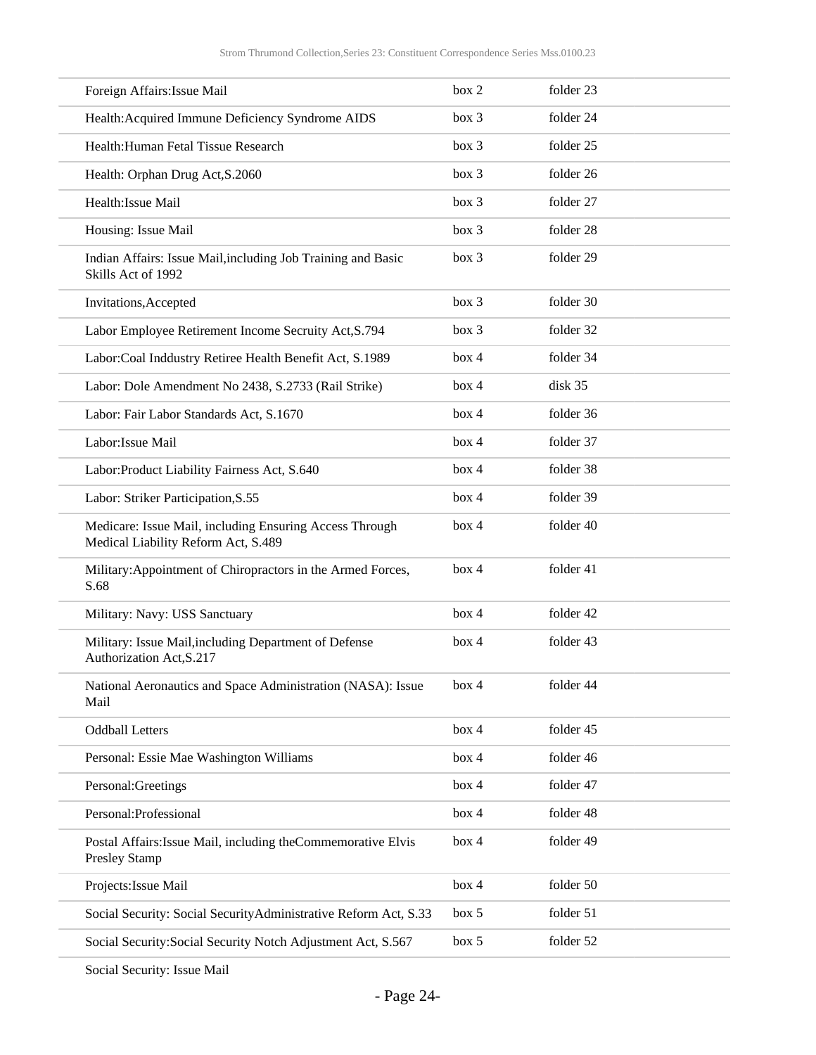| | | |
|---|---|---|
| Foreign Affairs:Issue Mail | box 2 | folder 23 |
| Health:Acquired Immune Deficiency Syndrome AIDS | box 3 | folder 24 |
| Health:Human Fetal Tissue Research | box 3 | folder 25 |
| Health: Orphan Drug Act,S.2060 | box 3 | folder 26 |
| Health:Issue Mail | box 3 | folder 27 |
| Housing: Issue Mail | box 3 | folder 28 |
| Indian Affairs: Issue Mail,including Job Training and Basic Skills Act of 1992 | box 3 | folder 29 |
| Invitations,Accepted | box 3 | folder 30 |
| Labor Employee Retirement Income Secruity Act,S.794 | box 3 | folder 32 |
| Labor:Coal Inddustry Retiree Health Benefit Act, S.1989 | box 4 | folder 34 |
| Labor: Dole Amendment No 2438, S.2733 (Rail Strike) | box 4 | disk 35 |
| Labor: Fair Labor Standards Act, S.1670 | box 4 | folder 36 |
| Labor:Issue Mail | box 4 | folder 37 |
| Labor:Product Liability Fairness Act, S.640 | box 4 | folder 38 |
| Labor: Striker Participation,S.55 | box 4 | folder 39 |
| Medicare: Issue Mail, including Ensuring Access Through Medical Liability Reform Act, S.489 | box 4 | folder 40 |
| Military:Appointment of Chiropractors in the Armed Forces, S.68 | box 4 | folder 41 |
| Military: Navy: USS Sanctuary | box 4 | folder 42 |
| Military: Issue Mail,including Department of Defense Authorization Act,S.217 | box 4 | folder 43 |
| National Aeronautics and Space Administration (NASA): Issue Mail | box 4 | folder 44 |
| Oddball Letters | box 4 | folder 45 |
| Personal: Essie Mae Washington Williams | box 4 | folder 46 |
| Personal:Greetings | box 4 | folder 47 |
| Personal:Professional | box 4 | folder 48 |
| Postal Affairs:Issue Mail, including theCommemorative Elvis Presley Stamp | box 4 | folder 49 |
| Projects:Issue Mail | box 4 | folder 50 |
| Social Security: Social SecurityAdministrative Reform Act, S.33 | box 5 | folder 51 |
| Social Security:Social Security Notch Adjustment Act, S.567 | box 5 | folder 52 |
| Social Security: Issue Mail | | |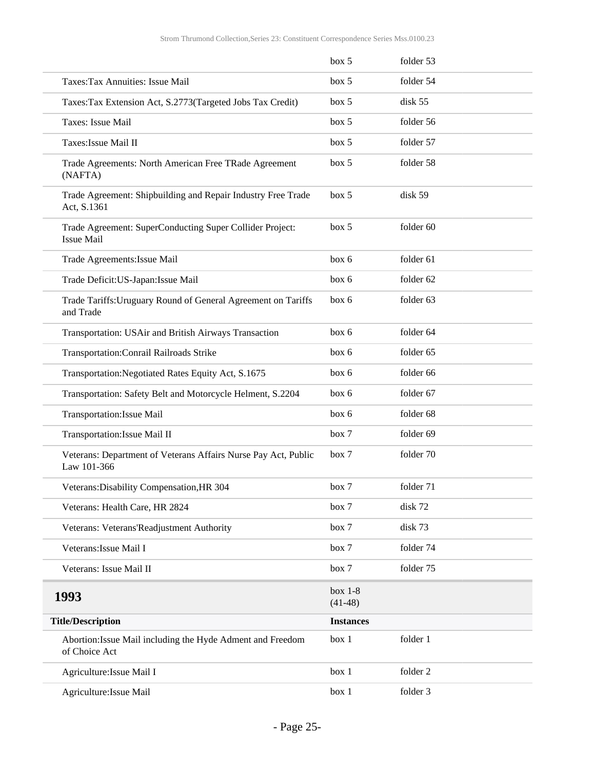| | | |
|---|---|---|
| | box 5 | folder 53 |
| Taxes:Tax Annuities: Issue Mail | box 5 | folder 54 |
| Taxes:Tax Extension Act, S.2773(Targeted Jobs Tax Credit) | box 5 | disk 55 |
| Taxes: Issue Mail | box 5 | folder 56 |
| Taxes:Issue Mail II | box 5 | folder 57 |
| Trade Agreements: North American Free TRade Agreement (NAFTA) | box 5 | folder 58 |
| Trade Agreement: Shipbuilding and Repair Industry Free Trade Act, S.1361 | box 5 | disk 59 |
| Trade Agreement: SuperConducting Super Collider Project: Issue Mail | box 5 | folder 60 |
| Trade Agreements:Issue Mail | box 6 | folder 61 |
| Trade Deficit:US-Japan:Issue Mail | box 6 | folder 62 |
| Trade Tariffs:Uruguary Round of General Agreement on Tariffs and Trade | box 6 | folder 63 |
| Transportation: USAir and British Airways Transaction | box 6 | folder 64 |
| Transportation:Conrail Railroads Strike | box 6 | folder 65 |
| Transportation:Negotiated Rates Equity Act, S.1675 | box 6 | folder 66 |
| Transportation: Safety Belt and Motorcycle Helment, S.2204 | box 6 | folder 67 |
| Transportation:Issue Mail | box 6 | folder 68 |
| Transportation:Issue Mail II | box 7 | folder 69 |
| Veterans: Department of Veterans Affairs Nurse Pay Act, Public Law 101-366 | box 7 | folder 70 |
| Veterans:Disability Compensation,HR 304 | box 7 | folder 71 |
| Veterans: Health Care, HR 2824 | box 7 | disk 72 |
| Veterans: Veterans'Readjustment Authority | box 7 | disk 73 |
| Veterans:Issue Mail I | box 7 | folder 74 |
| Veterans: Issue Mail II | box 7 | folder 75 |

## 1993

box 1-8 (41-48)

| Title/Description | Instances | |
|---|---|---|
| Abortion:Issue Mail including the Hyde Adment and Freedom of Choice Act | box 1 | folder 1 |
| Agriculture:Issue Mail I | box 1 | folder 2 |
| Agriculture:Issue Mail | box 1 | folder 3 |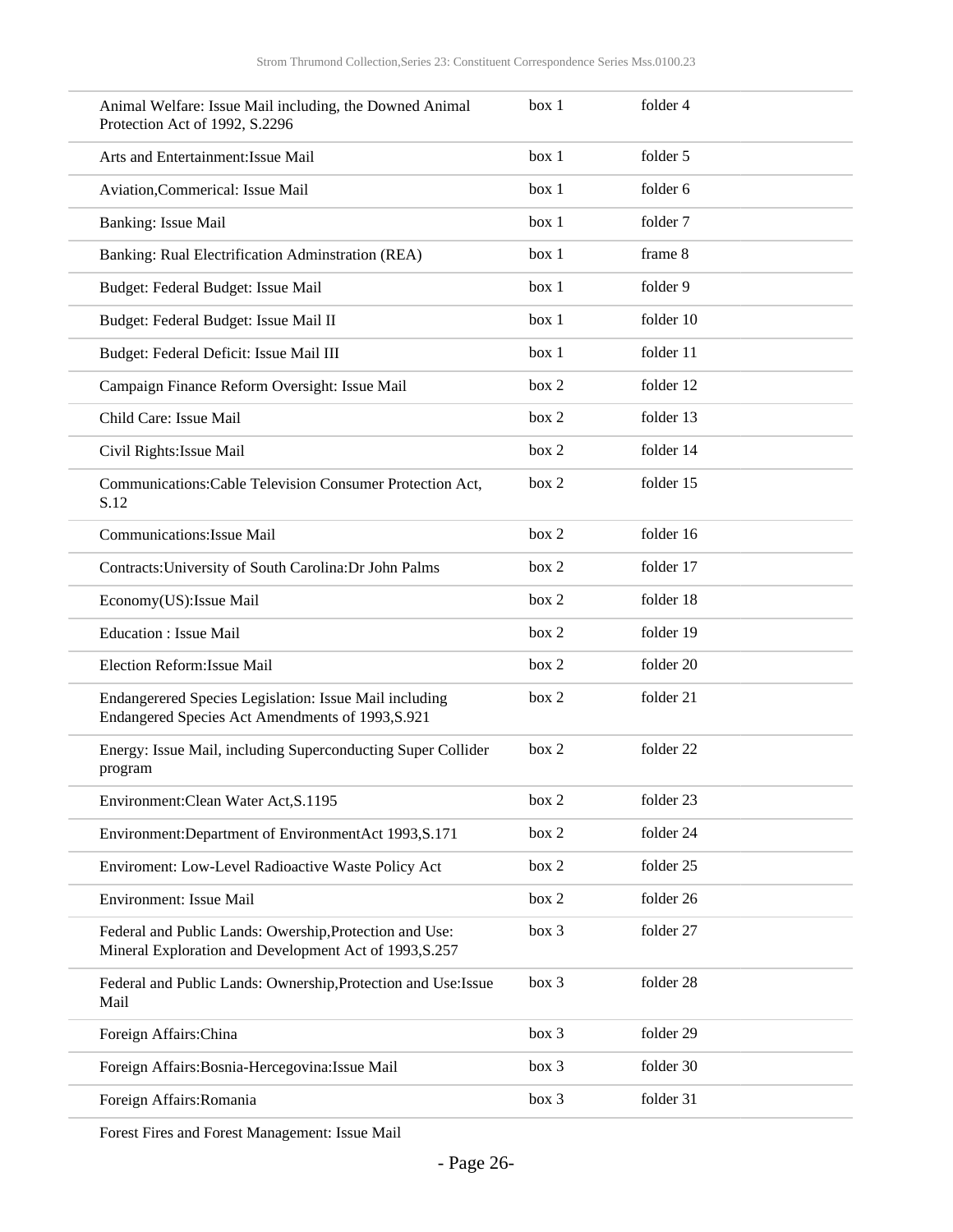| | | |
|---|---|---|
| Animal Welfare: Issue Mail including, the Downed Animal Protection Act of 1992, S.2296 | box 1 | folder 4 |
| Arts and Entertainment:Issue Mail | box 1 | folder 5 |
| Aviation,Commerical: Issue Mail | box 1 | folder 6 |
| Banking: Issue Mail | box 1 | folder 7 |
| Banking: Rual Electrification Adminstration (REA) | box 1 | frame 8 |
| Budget: Federal Budget: Issue Mail | box 1 | folder 9 |
| Budget: Federal Budget: Issue Mail II | box 1 | folder 10 |
| Budget: Federal Deficit: Issue Mail III | box 1 | folder 11 |
| Campaign Finance Reform Oversight: Issue Mail | box 2 | folder 12 |
| Child Care: Issue Mail | box 2 | folder 13 |
| Civil Rights:Issue Mail | box 2 | folder 14 |
| Communications:Cable Television Consumer Protection Act, S.12 | box 2 | folder 15 |
| Communications:Issue Mail | box 2 | folder 16 |
| Contracts:University of South Carolina:Dr John Palms | box 2 | folder 17 |
| Economy(US):Issue Mail | box 2 | folder 18 |
| Education : Issue Mail | box 2 | folder 19 |
| Election Reform:Issue Mail | box 2 | folder 20 |
| Endangerered Species Legislation: Issue Mail including Endangered Species Act Amendments of 1993,S.921 | box 2 | folder 21 |
| Energy: Issue Mail, including Superconducting Super Collider program | box 2 | folder 22 |
| Environment:Clean Water Act,S.1195 | box 2 | folder 23 |
| Environment:Department of EnvironmentAct 1993,S.171 | box 2 | folder 24 |
| Enviroment: Low-Level Radioactive Waste Policy Act | box 2 | folder 25 |
| Environment: Issue Mail | box 2 | folder 26 |
| Federal and Public Lands: Owership,Protection and Use: Mineral Exploration and Development Act of 1993,S.257 | box 3 | folder 27 |
| Federal and Public Lands: Ownership,Protection and Use:Issue Mail | box 3 | folder 28 |
| Foreign Affairs:China | box 3 | folder 29 |
| Foreign Affairs:Bosnia-Hercegovina:Issue Mail | box 3 | folder 30 |
| Foreign Affairs:Romania | box 3 | folder 31 |
| Forest Fires and Forest Management: Issue Mail | | |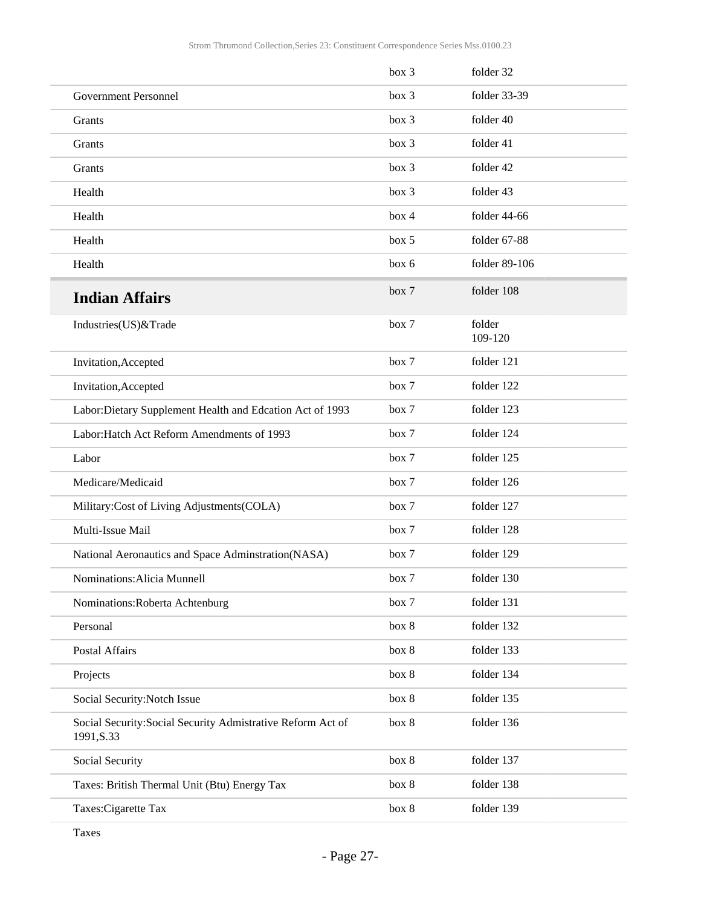| | | |
|---|---|---|
| | box 3 | folder 32 |
| Government Personnel | box 3 | folder 33-39 |
| Grants | box 3 | folder 40 |
| Grants | box 3 | folder 41 |
| Grants | box 3 | folder 42 |
| Health | box 3 | folder 43 |
| Health | box 4 | folder 44-66 |
| Health | box 5 | folder 67-88 |
| Health | box 6 | folder 89-106 |

| | | |
|---|---|---|
| **Indian Affairs** | box 7 | folder 108 |
| Industries(US)&Trade | box 7 | folder 109-120 |
| Invitation,Accepted | box 7 | folder 121 |
| Invitation,Accepted | box 7 | folder 122 |
| Labor:Dietary Supplement Health and Edcation Act of 1993 | box 7 | folder 123 |
| Labor:Hatch Act Reform Amendments of 1993 | box 7 | folder 124 |
| Labor | box 7 | folder 125 |
| Medicare/Medicaid | box 7 | folder 126 |
| Military:Cost of Living Adjustments(COLA) | box 7 | folder 127 |
| Multi-Issue Mail | box 7 | folder 128 |
| National Aeronautics and Space Adminstration(NASA) | box 7 | folder 129 |
| Nominations:Alicia Munnell | box 7 | folder 130 |
| Nominations:Roberta Achtenburg | box 7 | folder 131 |
| Personal | box 8 | folder 132 |
| Postal Affairs | box 8 | folder 133 |
| Projects | box 8 | folder 134 |
| Social Security:Notch Issue | box 8 | folder 135 |
| Social Security:Social Security Admistrative Reform Act of 1991,S.33 | box 8 | folder 136 |
| Social Security | box 8 | folder 137 |
| Taxes: British Thermal Unit (Btu) Energy Tax | box 8 | folder 138 |
| Taxes:Cigarette Tax | box 8 | folder 139 |
| Taxes | | |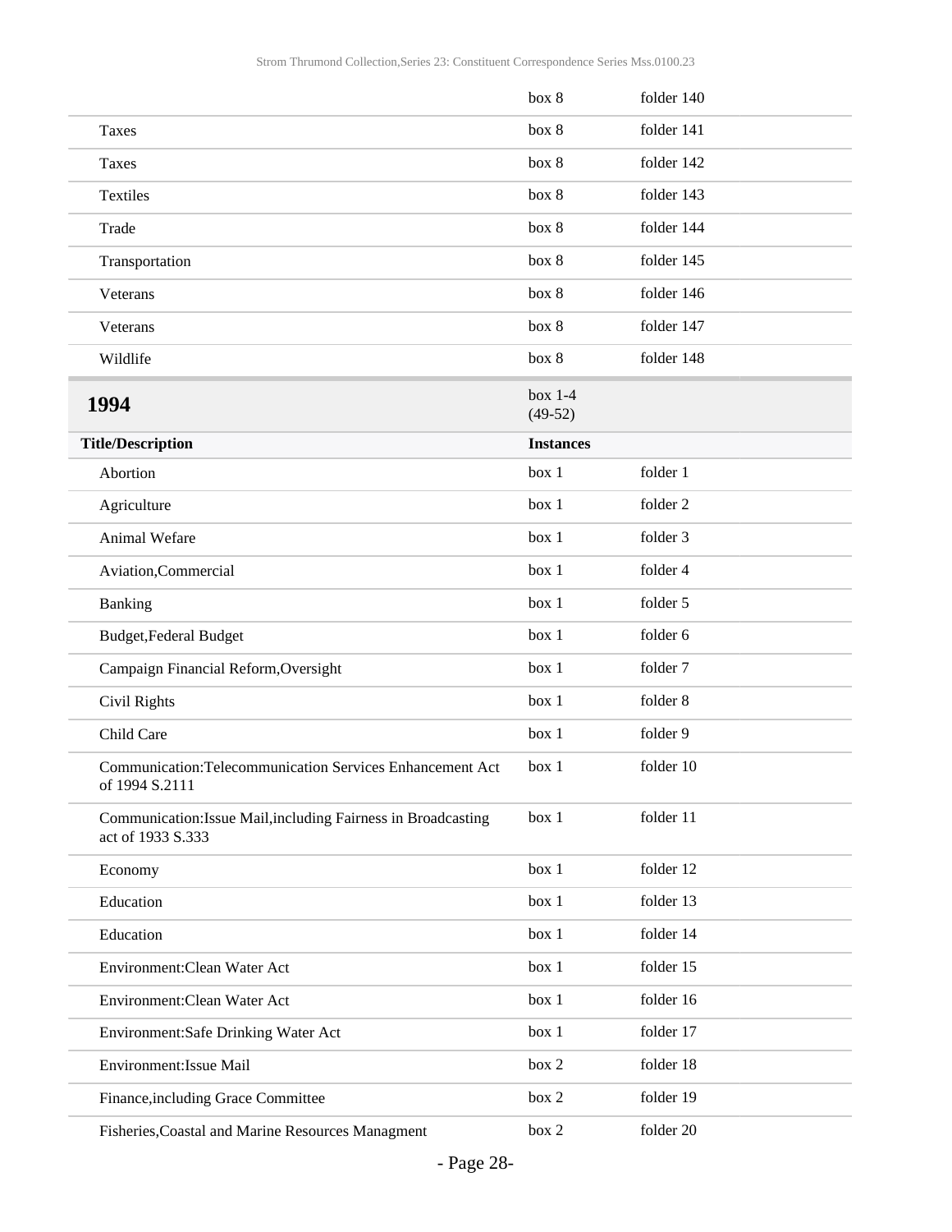| | | |
|---|---|---|
| | box 8 | folder 140 |
| Taxes | box 8 | folder 141 |
| Taxes | box 8 | folder 142 |
| Textiles | box 8 | folder 143 |
| Trade | box 8 | folder 144 |
| Transportation | box 8 | folder 145 |
| Veterans | box 8 | folder 146 |
| Veterans | box 8 | folder 147 |
| Wildlife | box 8 | folder 148 |

## 1994

box 1-4 (49-52)

| Title/Description | Instances | |
|---|---|---|
| Abortion | box 1 | folder 1 |
| Agriculture | box 1 | folder 2 |
| Animal Wefare | box 1 | folder 3 |
| Aviation,Commercial | box 1 | folder 4 |
| Banking | box 1 | folder 5 |
| Budget,Federal Budget | box 1 | folder 6 |
| Campaign Financial Reform,Oversight | box 1 | folder 7 |
| Civil Rights | box 1 | folder 8 |
| Child Care | box 1 | folder 9 |
| Communication:Telecommunication Services Enhancement Act of 1994 S.2111 | box 1 | folder 10 |
| Communication:Issue Mail,including Fairness in Broadcasting act of 1933 S.333 | box 1 | folder 11 |
| Economy | box 1 | folder 12 |
| Education | box 1 | folder 13 |
| Education | box 1 | folder 14 |
| Environment:Clean Water Act | box 1 | folder 15 |
| Environment:Clean Water Act | box 1 | folder 16 |
| Environment:Safe Drinking Water Act | box 1 | folder 17 |
| Environment:Issue Mail | box 2 | folder 18 |
| Finance,including Grace Committee | box 2 | folder 19 |
| Fisheries,Coastal and Marine Resources Managment | box 2 | folder 20 |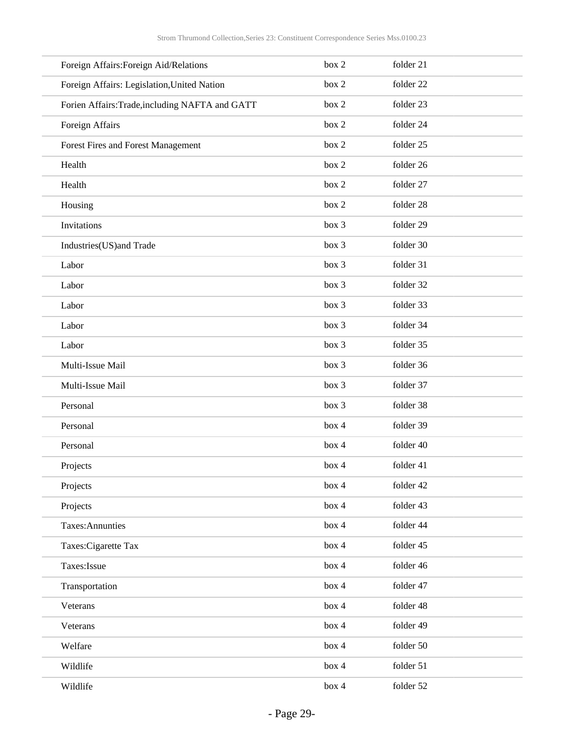| | | |
|---|---|---|
| Foreign Affairs:Foreign Aid/Relations | box 2 | folder 21 |
| Foreign Affairs: Legislation,United Nation | box 2 | folder 22 |
| Forien Affairs:Trade,including NAFTA and GATT | box 2 | folder 23 |
| Foreign Affairs | box 2 | folder 24 |
| Forest Fires and Forest Management | box 2 | folder 25 |
| Health | box 2 | folder 26 |
| Health | box 2 | folder 27 |
| Housing | box 2 | folder 28 |
| Invitations | box 3 | folder 29 |
| Industries(US)and Trade | box 3 | folder 30 |
| Labor | box 3 | folder 31 |
| Labor | box 3 | folder 32 |
| Labor | box 3 | folder 33 |
| Labor | box 3 | folder 34 |
| Labor | box 3 | folder 35 |
| Multi-Issue Mail | box 3 | folder 36 |
| Multi-Issue Mail | box 3 | folder 37 |
| Personal | box 3 | folder 38 |
| Personal | box 4 | folder 39 |
| Personal | box 4 | folder 40 |
| Projects | box 4 | folder 41 |
| Projects | box 4 | folder 42 |
| Projects | box 4 | folder 43 |
| Taxes:Annunties | box 4 | folder 44 |
| Taxes:Cigarette Tax | box 4 | folder 45 |
| Taxes:Issue | box 4 | folder 46 |
| Transportation | box 4 | folder 47 |
| Veterans | box 4 | folder 48 |
| Veterans | box 4 | folder 49 |
| Welfare | box 4 | folder 50 |
| Wildlife | box 4 | folder 51 |
| Wildlife | box 4 | folder 52 |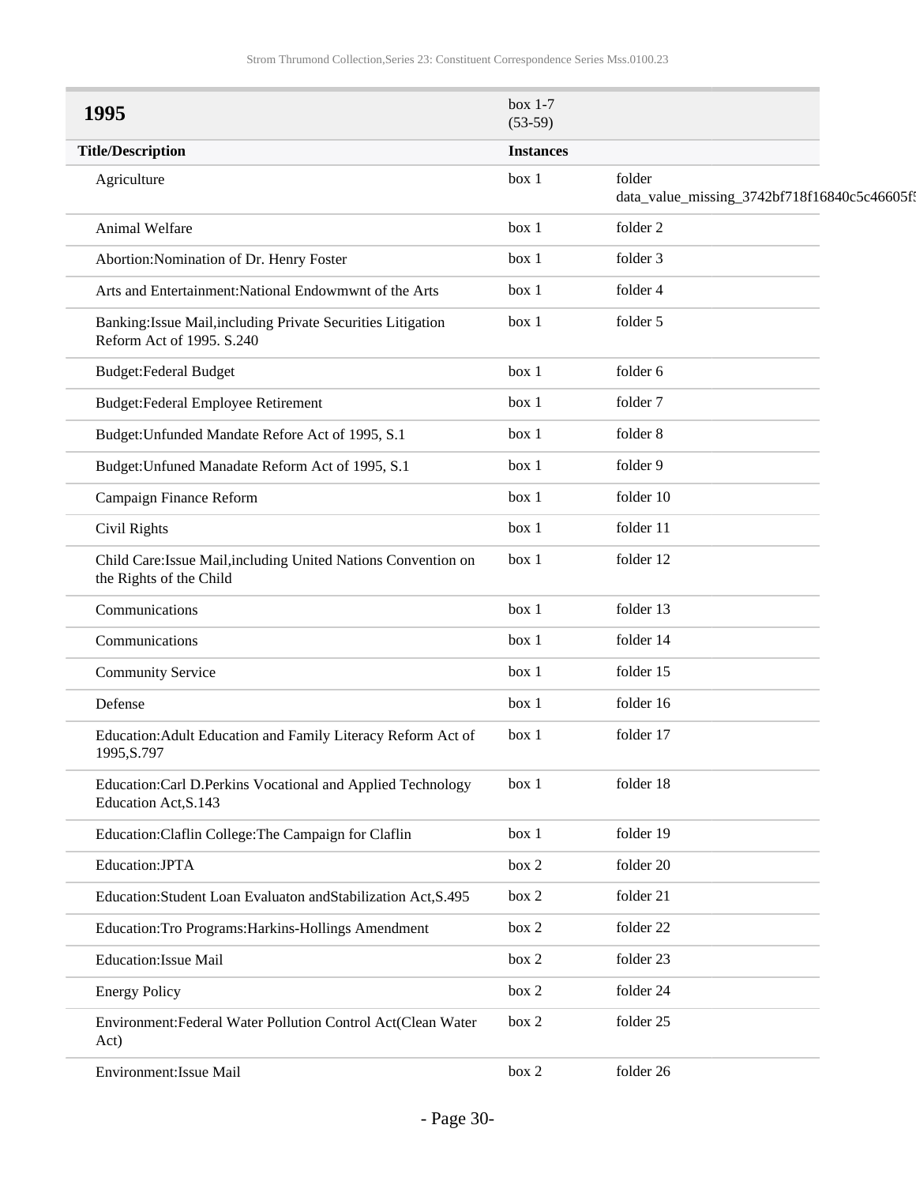## 1995

box 1-7 (53-59)

| Title/Description | Instances | |
|---|---|---|
| Agriculture | box 1 | folder data_value_missing_3742bf718f16840c5c46605f5 |
| Animal Welfare | box 1 | folder 2 |
| Abortion:Nomination of Dr. Henry Foster | box 1 | folder 3 |
| Arts and Entertainment:National Endowmwnt of the Arts | box 1 | folder 4 |
| Banking:Issue Mail,including Private Securities Litigation Reform Act of 1995. S.240 | box 1 | folder 5 |
| Budget:Federal Budget | box 1 | folder 6 |
| Budget:Federal Employee Retirement | box 1 | folder 7 |
| Budget:Unfunded Mandate Refore Act of 1995, S.1 | box 1 | folder 8 |
| Budget:Unfuned Manadate Reform Act of 1995, S.1 | box 1 | folder 9 |
| Campaign Finance Reform | box 1 | folder 10 |
| Civil Rights | box 1 | folder 11 |
| Child Care:Issue Mail,including United Nations Convention on the Rights of the Child | box 1 | folder 12 |
| Communications | box 1 | folder 13 |
| Communications | box 1 | folder 14 |
| Community Service | box 1 | folder 15 |
| Defense | box 1 | folder 16 |
| Education:Adult Education and Family Literacy Reform Act of 1995,S.797 | box 1 | folder 17 |
| Education:Carl D.Perkins Vocational and Applied Technology Education Act,S.143 | box 1 | folder 18 |
| Education:Claflin College:The Campaign for Claflin | box 1 | folder 19 |
| Education:JPTA | box 2 | folder 20 |
| Education:Student Loan Evaluaton andStabilization Act,S.495 | box 2 | folder 21 |
| Education:Tro Programs:Harkins-Hollings Amendment | box 2 | folder 22 |
| Education:Issue Mail | box 2 | folder 23 |
| Energy Policy | box 2 | folder 24 |
| Environment:Federal Water Pollution Control Act(Clean Water Act) | box 2 | folder 25 |
| Environment:Issue Mail | box 2 | folder 26 |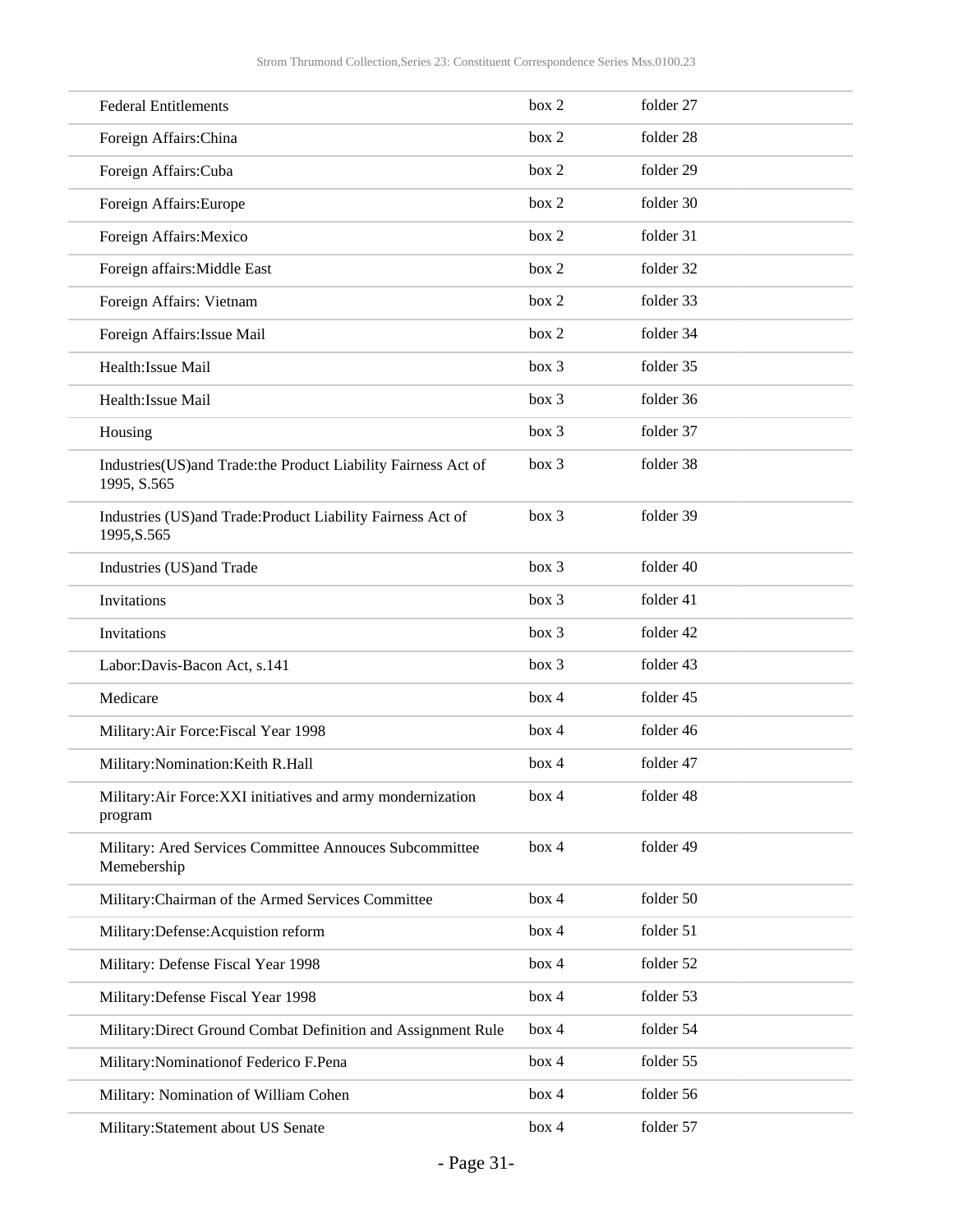| | | |
|---|---|---|
| Federal Entitlements | box 2 | folder 27 |
| Foreign Affairs:China | box 2 | folder 28 |
| Foreign Affairs:Cuba | box 2 | folder 29 |
| Foreign Affairs:Europe | box 2 | folder 30 |
| Foreign Affairs:Mexico | box 2 | folder 31 |
| Foreign affairs:Middle East | box 2 | folder 32 |
| Foreign Affairs: Vietnam | box 2 | folder 33 |
| Foreign Affairs:Issue Mail | box 2 | folder 34 |
| Health:Issue Mail | box 3 | folder 35 |
| Health:Issue Mail | box 3 | folder 36 |
| Housing | box 3 | folder 37 |
| Industries(US)and Trade:the Product Liability Fairness Act of 1995, S.565 | box 3 | folder 38 |
| Industries (US)and Trade:Product Liability Fairness Act of 1995,S.565 | box 3 | folder 39 |
| Industries (US)and Trade | box 3 | folder 40 |
| Invitations | box 3 | folder 41 |
| Invitations | box 3 | folder 42 |
| Labor:Davis-Bacon Act, s.141 | box 3 | folder 43 |
| Medicare | box 4 | folder 45 |
| Military:Air Force:Fiscal Year 1998 | box 4 | folder 46 |
| Military:Nomination:Keith R.Hall | box 4 | folder 47 |
| Military:Air Force:XXI initiatives and army mondernization program | box 4 | folder 48 |
| Military: Ared Services Committee Annouces Subcommittee Memebership | box 4 | folder 49 |
| Military:Chairman of the Armed Services Committee | box 4 | folder 50 |
| Military:Defense:Acquistion reform | box 4 | folder 51 |
| Military: Defense Fiscal Year 1998 | box 4 | folder 52 |
| Military:Defense Fiscal Year 1998 | box 4 | folder 53 |
| Military:Direct Ground Combat Definition and Assignment Rule | box 4 | folder 54 |
| Military:Nominationof Federico F.Pena | box 4 | folder 55 |
| Military: Nomination of William Cohen | box 4 | folder 56 |
| Military:Statement about US Senate | box 4 | folder 57 |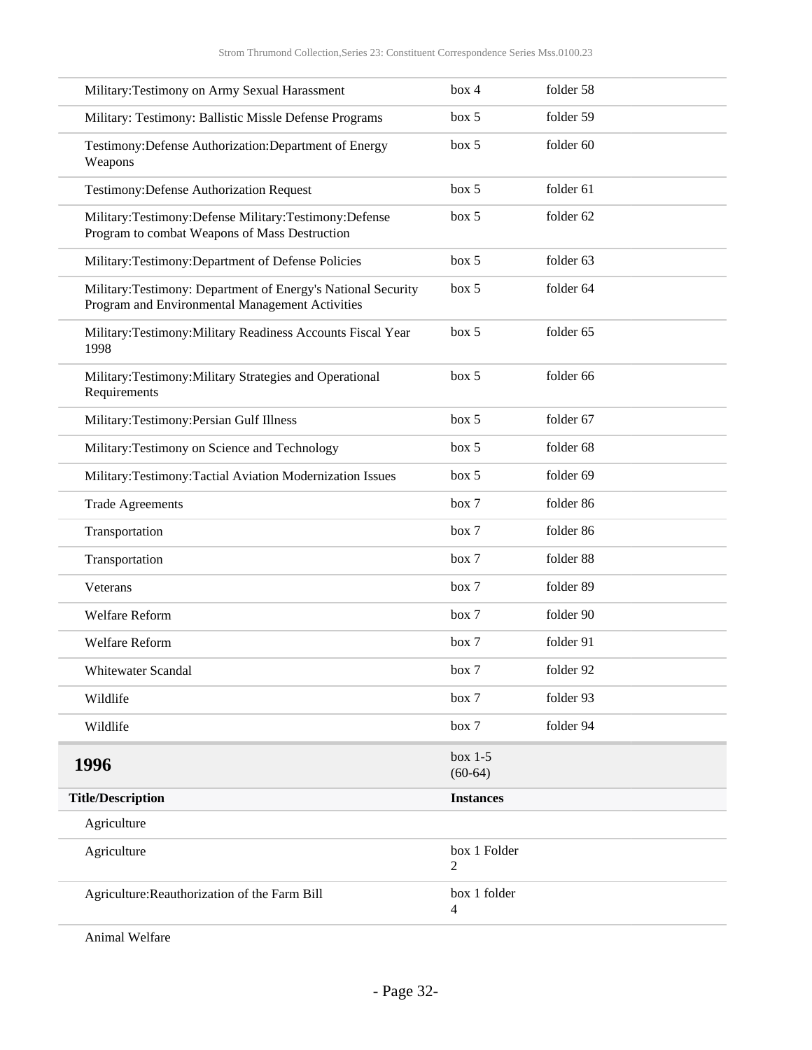| | | |
|---|---|---|
| Military:Testimony on Army Sexual Harassment | box 4 | folder 58 |
| Military: Testimony: Ballistic Missle Defense Programs | box 5 | folder 59 |
| Testimony:Defense Authorization:Department of Energy Weapons | box 5 | folder 60 |
| Testimony:Defense Authorization Request | box 5 | folder 61 |
| Military:Testimony:Defense Military:Testimony:Defense Program to combat Weapons of Mass Destruction | box 5 | folder 62 |
| Military:Testimony:Department of Defense Policies | box 5 | folder 63 |
| Military:Testimony: Department of Energy's National Security Program and Environmental Management Activities | box 5 | folder 64 |
| Military:Testimony:Military Readiness Accounts Fiscal Year 1998 | box 5 | folder 65 |
| Military:Testimony:Military Strategies and Operational Requirements | box 5 | folder 66 |
| Military:Testimony:Persian Gulf Illness | box 5 | folder 67 |
| Military:Testimony on Science and Technology | box 5 | folder 68 |
| Military:Testimony:Tactial Aviation Modernization Issues | box 5 | folder 69 |
| Trade Agreements | box 7 | folder 86 |
| Transportation | box 7 | folder 86 |
| Transportation | box 7 | folder 88 |
| Veterans | box 7 | folder 89 |
| Welfare Reform | box 7 | folder 90 |
| Welfare Reform | box 7 | folder 91 |
| Whitewater Scandal | box 7 | folder 92 |
| Wildlife | box 7 | folder 93 |
| Wildlife | box 7 | folder 94 |

## 1996

box 1-5 (60-64)

| Title/Description | Instances |
|---|---|
| Agriculture | |
| Agriculture | box 1 Folder 2 |
| Agriculture:Reauthorization of the Farm Bill | box 1 folder 4 |
| Animal Welfare | |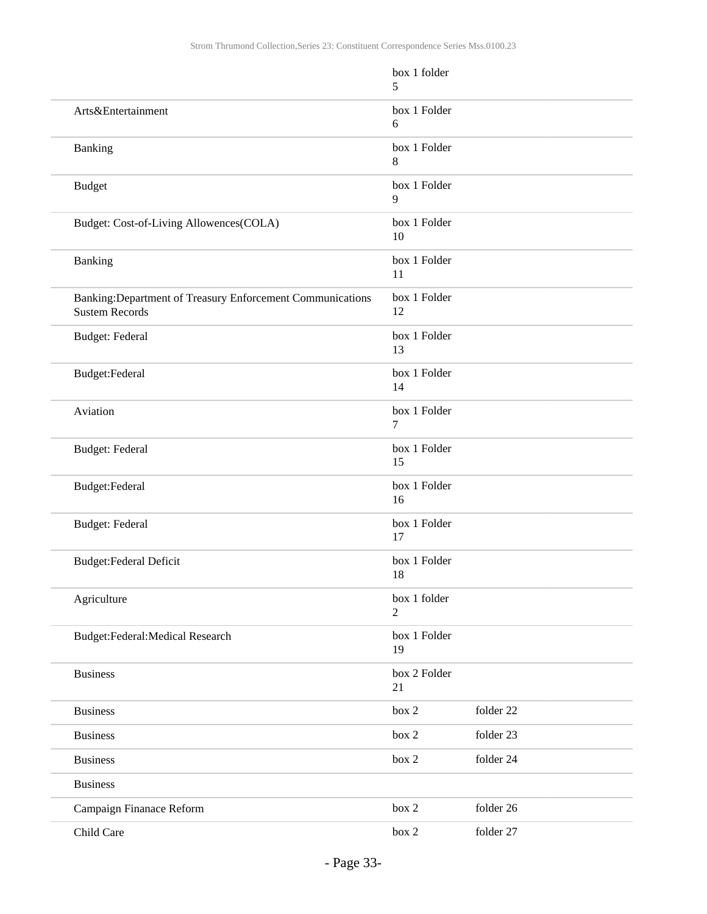| | | |
|---|---|---|
| | box 1 folder 5 | |
| Arts&Entertainment | box 1 Folder 6 | |
| Banking | box 1 Folder 8 | |
| Budget | box 1 Folder 9 | |
| Budget: Cost-of-Living Allowences(COLA) | box 1 Folder 10 | |
| Banking | box 1 Folder 11 | |
| Banking:Department of Treasury Enforcement Communications Sustem Records | box 1 Folder 12 | |
| Budget: Federal | box 1 Folder 13 | |
| Budget:Federal | box 1 Folder 14 | |
| Aviation | box 1 Folder 7 | |
| Budget: Federal | box 1 Folder 15 | |
| Budget:Federal | box 1 Folder 16 | |
| Budget: Federal | box 1 Folder 17 | |
| Budget:Federal Deficit | box 1 Folder 18 | |
| Agriculture | box 1 folder 2 | |
| Budget:Federal:Medical Research | box 1 Folder 19 | |
| Business | box 2 Folder 21 | |
| Business | box 2 | folder 22 |
| Business | box 2 | folder 23 |
| Business | box 2 | folder 24 |
| Business | | |
| Campaign Finanace Reform | box 2 | folder 26 |
| Child Care | box 2 | folder 27 |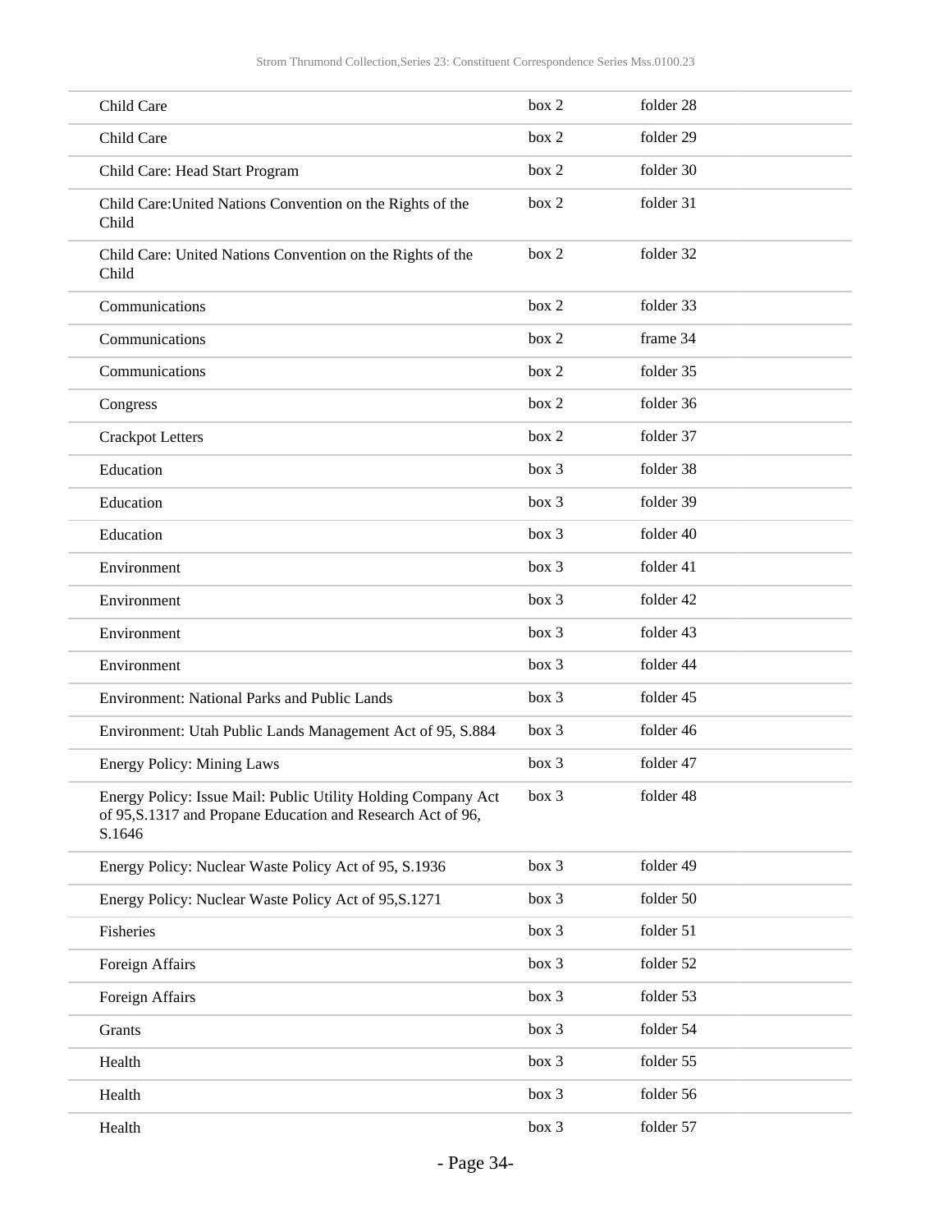| | | |
|---|---|---|
| Child Care | box 2 | folder 28 |
| Child Care | box 2 | folder 29 |
| Child Care: Head Start Program | box 2 | folder 30 |
| Child Care:United Nations Convention on the Rights of the Child | box 2 | folder 31 |
| Child Care: United Nations Convention on the Rights of the Child | box 2 | folder 32 |
| Communications | box 2 | folder 33 |
| Communications | box 2 | frame 34 |
| Communications | box 2 | folder 35 |
| Congress | box 2 | folder 36 |
| Crackpot Letters | box 2 | folder 37 |
| Education | box 3 | folder 38 |
| Education | box 3 | folder 39 |
| Education | box 3 | folder 40 |
| Environment | box 3 | folder 41 |
| Environment | box 3 | folder 42 |
| Environment | box 3 | folder 43 |
| Environment | box 3 | folder 44 |
| Environment: National Parks and Public Lands | box 3 | folder 45 |
| Environment: Utah Public Lands Management Act of 95, S.884 | box 3 | folder 46 |
| Energy Policy: Mining Laws | box 3 | folder 47 |
| Energy Policy: Issue Mail: Public Utility Holding Company Act of 95,S.1317 and Propane Education and Research Act of 96, S.1646 | box 3 | folder 48 |
| Energy Policy: Nuclear Waste Policy Act of 95, S.1936 | box 3 | folder 49 |
| Energy Policy: Nuclear Waste Policy Act of 95,S.1271 | box 3 | folder 50 |
| Fisheries | box 3 | folder 51 |
| Foreign Affairs | box 3 | folder 52 |
| Foreign Affairs | box 3 | folder 53 |
| Grants | box 3 | folder 54 |
| Health | box 3 | folder 55 |
| Health | box 3 | folder 56 |
| Health | box 3 | folder 57 |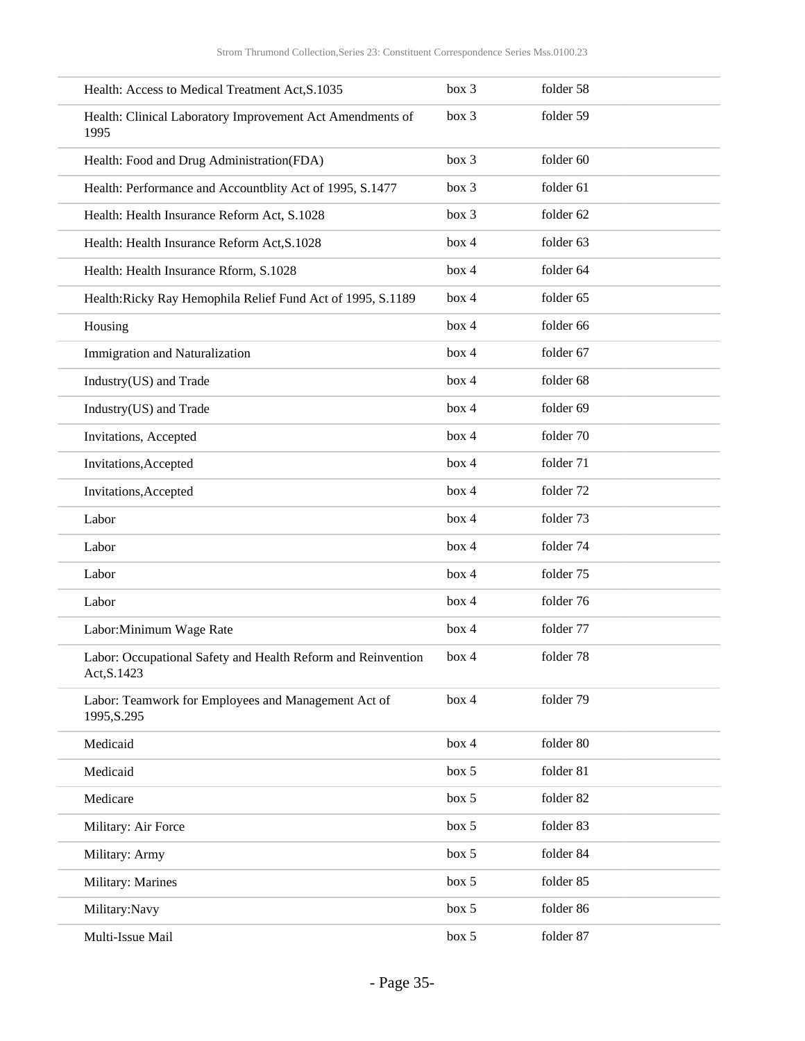| | | |
|---|---|---|
| Health: Access to Medical Treatment Act,S.1035 | box 3 | folder 58 |
| Health: Clinical Laboratory Improvement Act Amendments of 1995 | box 3 | folder 59 |
| Health: Food and Drug Administration(FDA) | box 3 | folder 60 |
| Health: Performance and Accountblity Act of 1995, S.1477 | box 3 | folder 61 |
| Health: Health Insurance Reform Act, S.1028 | box 3 | folder 62 |
| Health: Health Insurance Reform Act,S.1028 | box 4 | folder 63 |
| Health: Health Insurance Rform, S.1028 | box 4 | folder 64 |
| Health:Ricky Ray Hemophila Relief Fund Act of 1995, S.1189 | box 4 | folder 65 |
| Housing | box 4 | folder 66 |
| Immigration and Naturalization | box 4 | folder 67 |
| Industry(US) and Trade | box 4 | folder 68 |
| Industry(US) and Trade | box 4 | folder 69 |
| Invitations, Accepted | box 4 | folder 70 |
| Invitations,Accepted | box 4 | folder 71 |
| Invitations,Accepted | box 4 | folder 72 |
| Labor | box 4 | folder 73 |
| Labor | box 4 | folder 74 |
| Labor | box 4 | folder 75 |
| Labor | box 4 | folder 76 |
| Labor:Minimum Wage Rate | box 4 | folder 77 |
| Labor: Occupational Safety and Health Reform and Reinvention Act,S.1423 | box 4 | folder 78 |
| Labor: Teamwork for Employees and Management Act of 1995,S.295 | box 4 | folder 79 |
| Medicaid | box 4 | folder 80 |
| Medicaid | box 5 | folder 81 |
| Medicare | box 5 | folder 82 |
| Military: Air Force | box 5 | folder 83 |
| Military: Army | box 5 | folder 84 |
| Military: Marines | box 5 | folder 85 |
| Military:Navy | box 5 | folder 86 |
| Multi-Issue Mail | box 5 | folder 87 |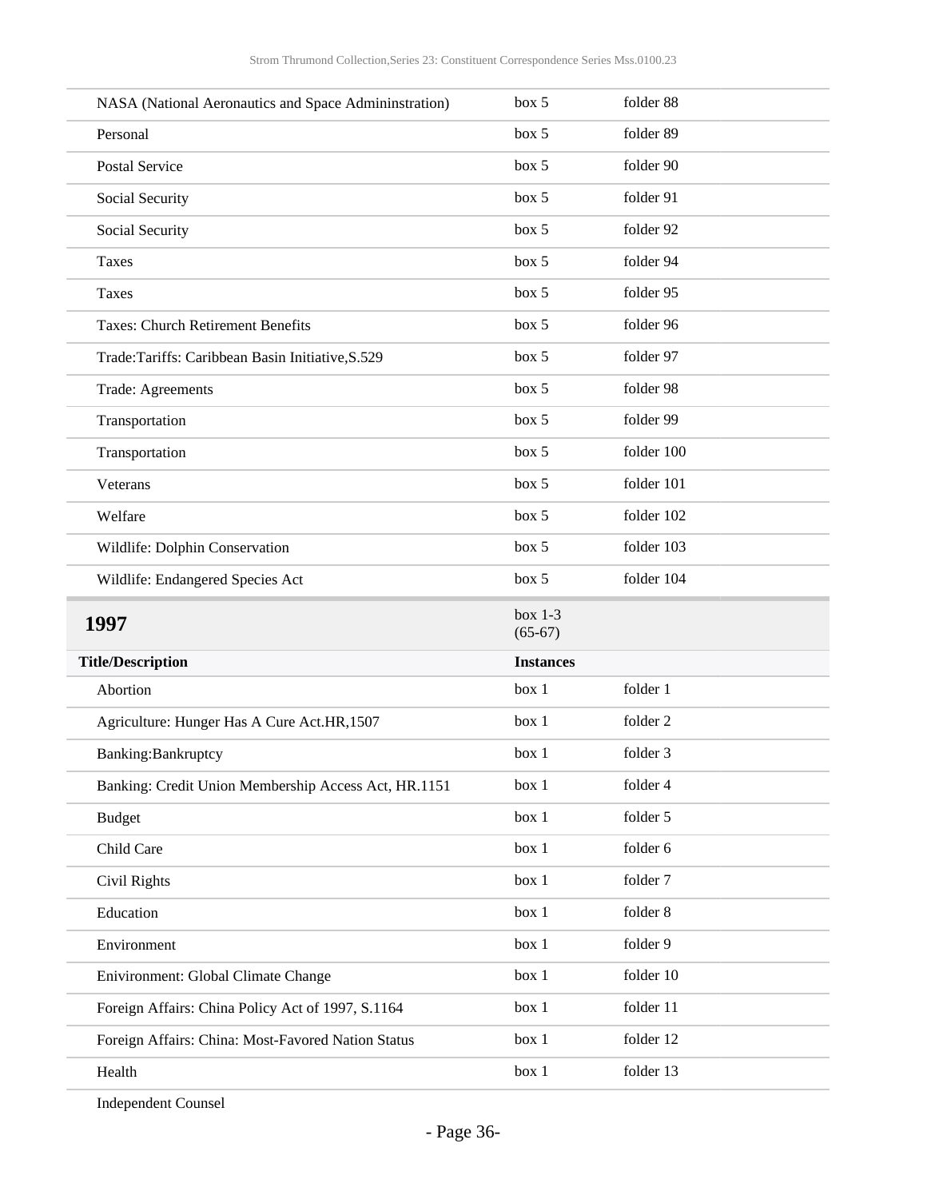| | | |
|---|---|---|
| NASA (National Aeronautics and Space Admininstration) | box 5 | folder 88 |
| Personal | box 5 | folder 89 |
| Postal Service | box 5 | folder 90 |
| Social Security | box 5 | folder 91 |
| Social Security | box 5 | folder 92 |
| Taxes | box 5 | folder 94 |
| Taxes | box 5 | folder 95 |
| Taxes: Church Retirement Benefits | box 5 | folder 96 |
| Trade:Tariffs: Caribbean Basin Initiative,S.529 | box 5 | folder 97 |
| Trade: Agreements | box 5 | folder 98 |
| Transportation | box 5 | folder 99 |
| Transportation | box 5 | folder 100 |
| Veterans | box 5 | folder 101 |
| Welfare | box 5 | folder 102 |
| Wildlife: Dolphin Conservation | box 5 | folder 103 |
| Wildlife: Endangered Species Act | box 5 | folder 104 |

## 1997

box 1-3 (65-67)

| Title/Description | Instances | |
|---|---|---|
| Abortion | box 1 | folder 1 |
| Agriculture: Hunger Has A Cure Act.HR,1507 | box 1 | folder 2 |
| Banking:Bankruptcy | box 1 | folder 3 |
| Banking: Credit Union Membership Access Act, HR.1151 | box 1 | folder 4 |
| Budget | box 1 | folder 5 |
| Child Care | box 1 | folder 6 |
| Civil Rights | box 1 | folder 7 |
| Education | box 1 | folder 8 |
| Environment | box 1 | folder 9 |
| Enivironment: Global Climate Change | box 1 | folder 10 |
| Foreign Affairs: China Policy Act of 1997, S.1164 | box 1 | folder 11 |
| Foreign Affairs: China: Most-Favored Nation Status | box 1 | folder 12 |
| Health | box 1 | folder 13 |
| Independent Counsel | | |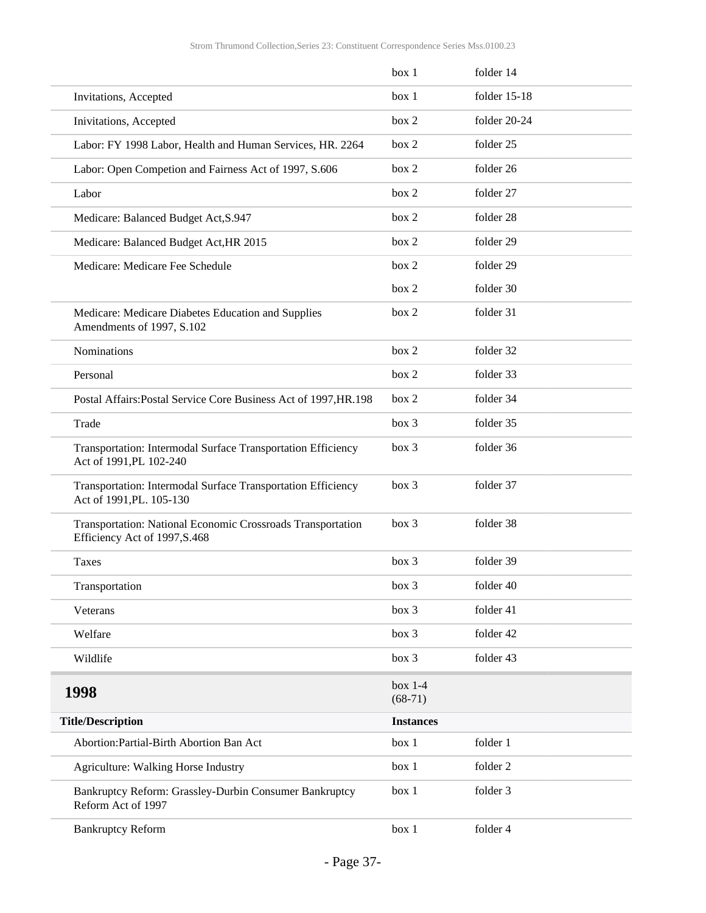| | | |
|---|---|---|
| | box 1 | folder 14 |
| Invitations, Accepted | box 1 | folder 15-18 |
| Inivitations, Accepted | box 2 | folder 20-24 |
| Labor: FY 1998 Labor, Health and Human Services, HR. 2264 | box 2 | folder 25 |
| Labor: Open Competion and Fairness Act of 1997, S.606 | box 2 | folder 26 |
| Labor | box 2 | folder 27 |
| Medicare: Balanced Budget Act,S.947 | box 2 | folder 28 |
| Medicare: Balanced Budget Act,HR 2015 | box 2 | folder 29 |
| Medicare: Medicare Fee Schedule | box 2 | folder 29 |
| | box 2 | folder 30 |
| Medicare: Medicare Diabetes Education and Supplies Amendments of 1997, S.102 | box 2 | folder 31 |
| Nominations | box 2 | folder 32 |
| Personal | box 2 | folder 33 |
| Postal Affairs:Postal Service Core Business Act of 1997,HR.198 | box 2 | folder 34 |
| Trade | box 3 | folder 35 |
| Transportation: Intermodal Surface Transportation Efficiency Act of 1991,PL 102-240 | box 3 | folder 36 |
| Transportation: Intermodal Surface Transportation Efficiency Act of 1991,PL. 105-130 | box 3 | folder 37 |
| Transportation: National Economic Crossroads Transportation Efficiency Act of 1997,S.468 | box 3 | folder 38 |
| Taxes | box 3 | folder 39 |
| Transportation | box 3 | folder 40 |
| Veterans | box 3 | folder 41 |
| Welfare | box 3 | folder 42 |
| Wildlife | box 3 | folder 43 |

## 1998

box 1-4 (68-71)

| Title/Description | Instances | |
|---|---|---|
| Abortion:Partial-Birth Abortion Ban Act | box 1 | folder 1 |
| Agriculture: Walking Horse Industry | box 1 | folder 2 |
| Bankruptcy Reform: Grassley-Durbin Consumer Bankruptcy Reform Act of 1997 | box 1 | folder 3 |
| Bankruptcy Reform | box 1 | folder 4 |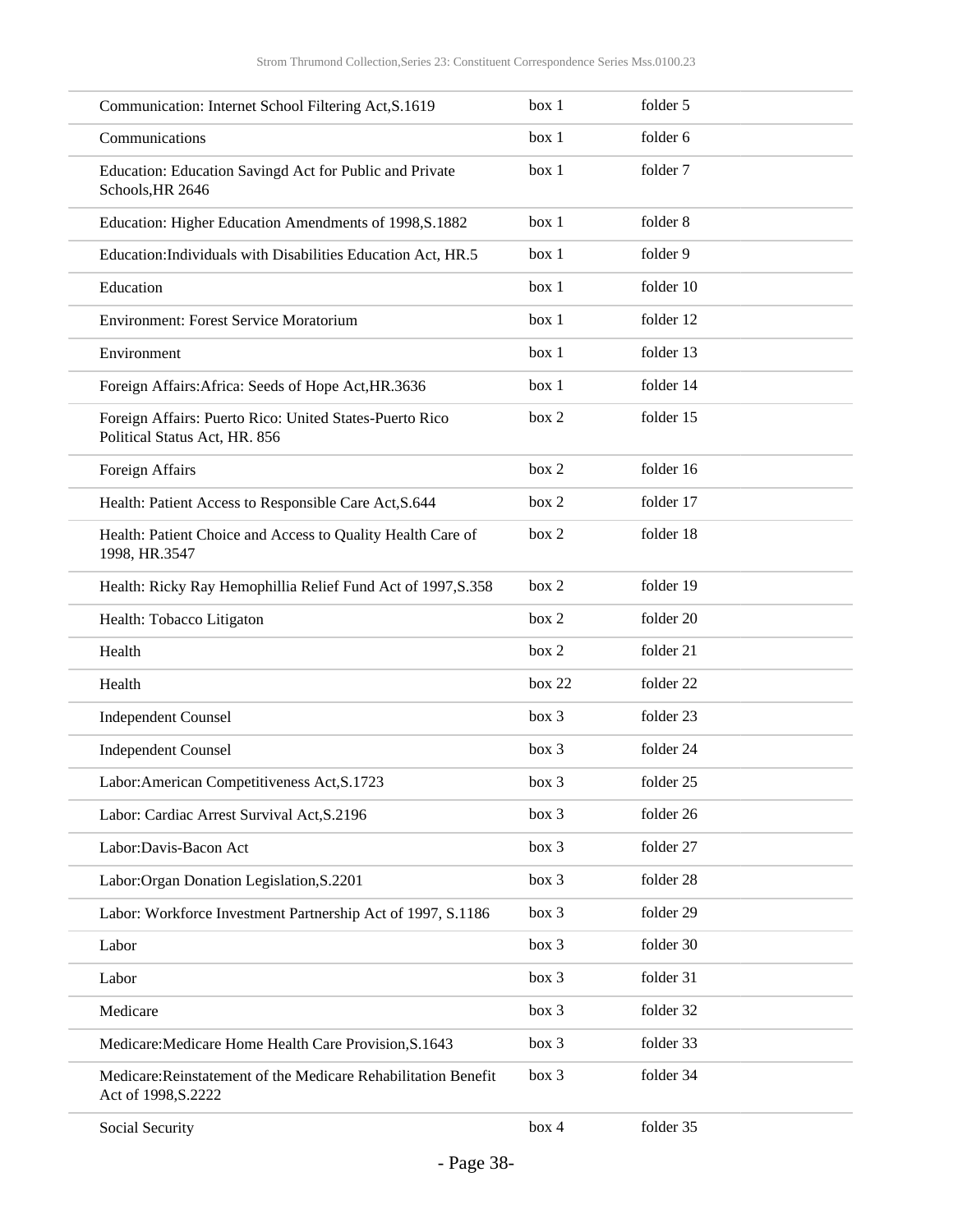| | | |
|---|---|---|
| Communication: Internet School Filtering Act,S.1619 | box 1 | folder 5 |
| Communications | box 1 | folder 6 |
| Education: Education Savingd Act for Public and Private Schools,HR 2646 | box 1 | folder 7 |
| Education: Higher Education Amendments of 1998,S.1882 | box 1 | folder 8 |
| Education:Individuals with Disabilities Education Act, HR.5 | box 1 | folder 9 |
| Education | box 1 | folder 10 |
| Environment: Forest Service Moratorium | box 1 | folder 12 |
| Environment | box 1 | folder 13 |
| Foreign Affairs:Africa: Seeds of Hope Act,HR.3636 | box 1 | folder 14 |
| Foreign Affairs: Puerto Rico: United States-Puerto Rico Political Status Act, HR. 856 | box 2 | folder 15 |
| Foreign Affairs | box 2 | folder 16 |
| Health: Patient Access to Responsible Care Act,S.644 | box 2 | folder 17 |
| Health: Patient Choice and Access to Quality Health Care of 1998, HR.3547 | box 2 | folder 18 |
| Health: Ricky Ray Hemophillia Relief Fund Act of 1997,S.358 | box 2 | folder 19 |
| Health: Tobacco Litigaton | box 2 | folder 20 |
| Health | box 2 | folder 21 |
| Health | box 22 | folder 22 |
| Independent Counsel | box 3 | folder 23 |
| Independent Counsel | box 3 | folder 24 |
| Labor:American Competitiveness Act,S.1723 | box 3 | folder 25 |
| Labor: Cardiac Arrest Survival Act,S.2196 | box 3 | folder 26 |
| Labor:Davis-Bacon Act | box 3 | folder 27 |
| Labor:Organ Donation Legislation,S.2201 | box 3 | folder 28 |
| Labor: Workforce Investment Partnership Act of 1997, S.1186 | box 3 | folder 29 |
| Labor | box 3 | folder 30 |
| Labor | box 3 | folder 31 |
| Medicare | box 3 | folder 32 |
| Medicare:Medicare Home Health Care Provision,S.1643 | box 3 | folder 33 |
| Medicare:Reinstatement of the Medicare Rehabilitation Benefit Act of 1998,S.2222 | box 3 | folder 34 |
| Social Security | box 4 | folder 35 |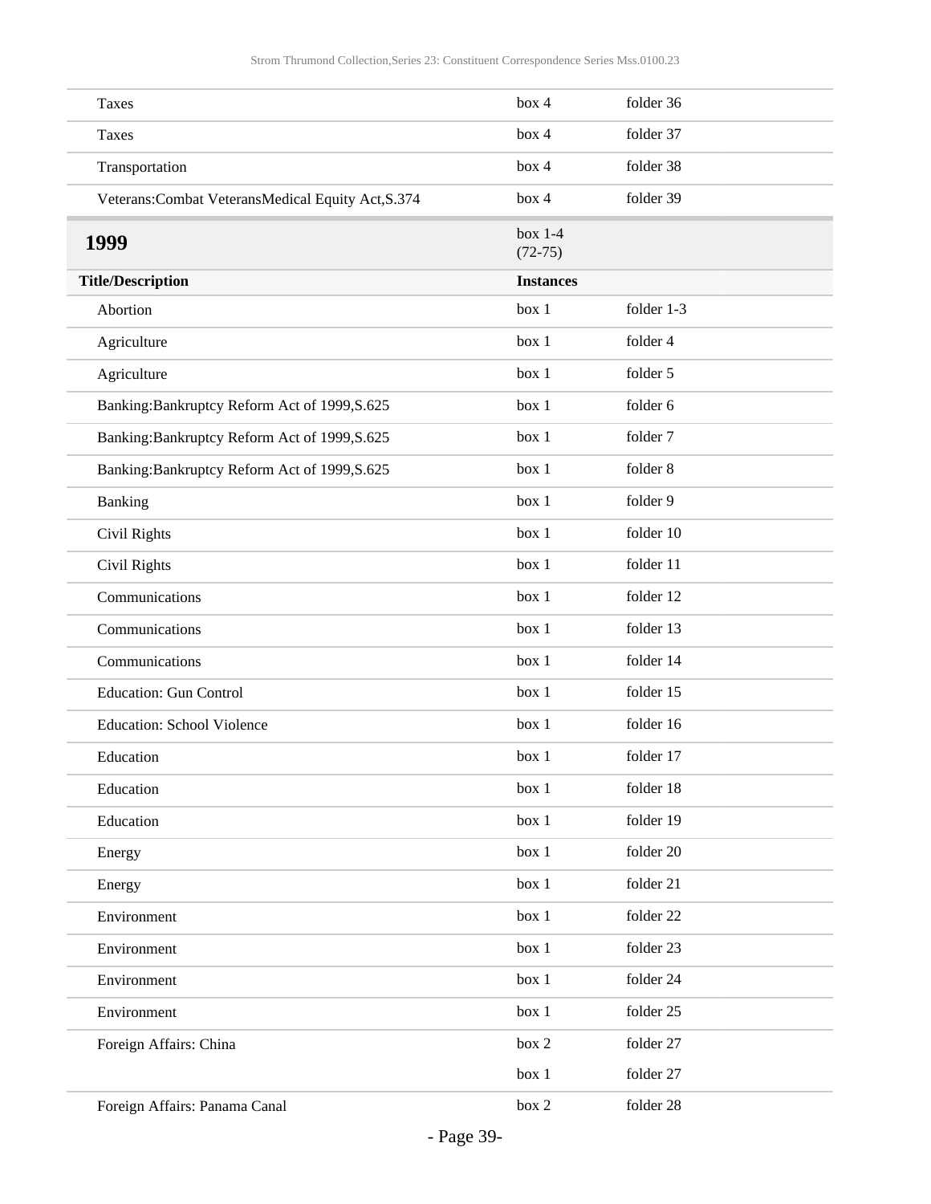| | | |
|---|---|---|
| Taxes | box 4 | folder 36 |
| Taxes | box 4 | folder 37 |
| Transportation | box 4 | folder 38 |
| Veterans:Combat VeteransMedical Equity Act,S.374 | box 4 | folder 39 |

## 1999

box 1-4 (72-75)

| Title/Description | Instances | |
|---|---|---|
| Abortion | box 1 | folder 1-3 |
| Agriculture | box 1 | folder 4 |
| Agriculture | box 1 | folder 5 |
| Banking:Bankruptcy Reform Act of 1999,S.625 | box 1 | folder 6 |
| Banking:Bankruptcy Reform Act of 1999,S.625 | box 1 | folder 7 |
| Banking:Bankruptcy Reform Act of 1999,S.625 | box 1 | folder 8 |
| Banking | box 1 | folder 9 |
| Civil Rights | box 1 | folder 10 |
| Civil Rights | box 1 | folder 11 |
| Communications | box 1 | folder 12 |
| Communications | box 1 | folder 13 |
| Communications | box 1 | folder 14 |
| Education: Gun Control | box 1 | folder 15 |
| Education: School Violence | box 1 | folder 16 |
| Education | box 1 | folder 17 |
| Education | box 1 | folder 18 |
| Education | box 1 | folder 19 |
| Energy | box 1 | folder 20 |
| Energy | box 1 | folder 21 |
| Environment | box 1 | folder 22 |
| Environment | box 1 | folder 23 |
| Environment | box 1 | folder 24 |
| Environment | box 1 | folder 25 |
| Foreign Affairs: China | box 2 | folder 27 |
| | box 1 | folder 27 |
| Foreign Affairs: Panama Canal | box 2 | folder 28 |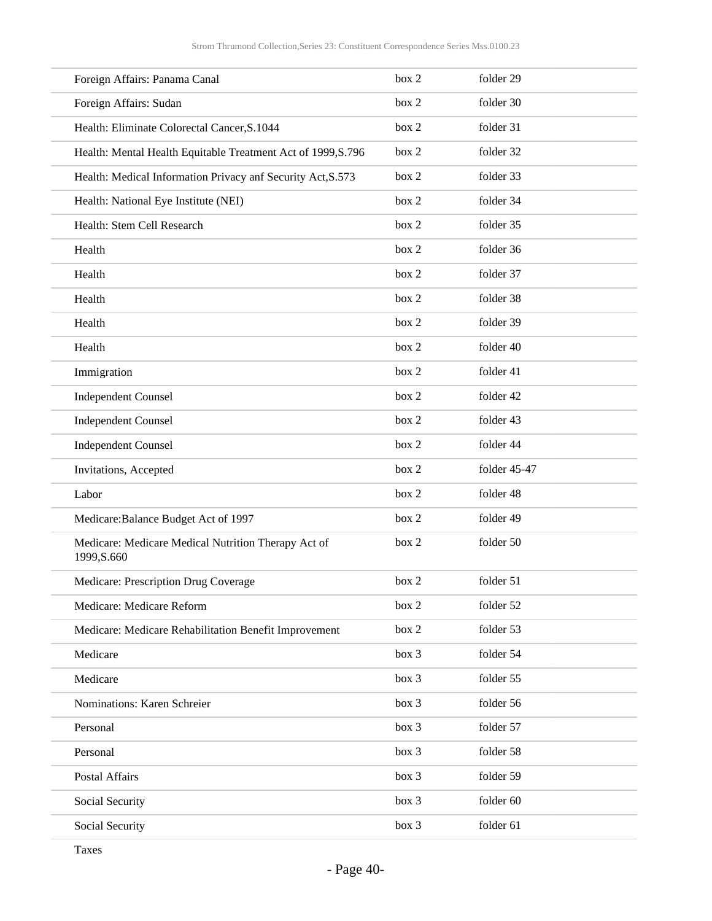| | | |
|---|---|---|
| Foreign Affairs: Panama Canal | box 2 | folder 29 |
| Foreign Affairs: Sudan | box 2 | folder 30 |
| Health: Eliminate Colorectal Cancer,S.1044 | box 2 | folder 31 |
| Health: Mental Health Equitable Treatment Act of 1999,S.796 | box 2 | folder 32 |
| Health: Medical Information Privacy anf Security Act,S.573 | box 2 | folder 33 |
| Health: National Eye Institute (NEI) | box 2 | folder 34 |
| Health: Stem Cell Research | box 2 | folder 35 |
| Health | box 2 | folder 36 |
| Health | box 2 | folder 37 |
| Health | box 2 | folder 38 |
| Health | box 2 | folder 39 |
| Health | box 2 | folder 40 |
| Immigration | box 2 | folder 41 |
| Independent Counsel | box 2 | folder 42 |
| Independent Counsel | box 2 | folder 43 |
| Independent Counsel | box 2 | folder 44 |
| Invitations, Accepted | box 2 | folder 45-47 |
| Labor | box 2 | folder 48 |
| Medicare:Balance Budget Act of 1997 | box 2 | folder 49 |
| Medicare: Medicare Medical Nutrition Therapy Act of 1999,S.660 | box 2 | folder 50 |
| Medicare: Prescription Drug Coverage | box 2 | folder 51 |
| Medicare: Medicare Reform | box 2 | folder 52 |
| Medicare: Medicare Rehabilitation Benefit Improvement | box 2 | folder 53 |
| Medicare | box 3 | folder 54 |
| Medicare | box 3 | folder 55 |
| Nominations: Karen Schreier | box 3 | folder 56 |
| Personal | box 3 | folder 57 |
| Personal | box 3 | folder 58 |
| Postal Affairs | box 3 | folder 59 |
| Social Security | box 3 | folder 60 |
| Social Security | box 3 | folder 61 |
| Taxes | | |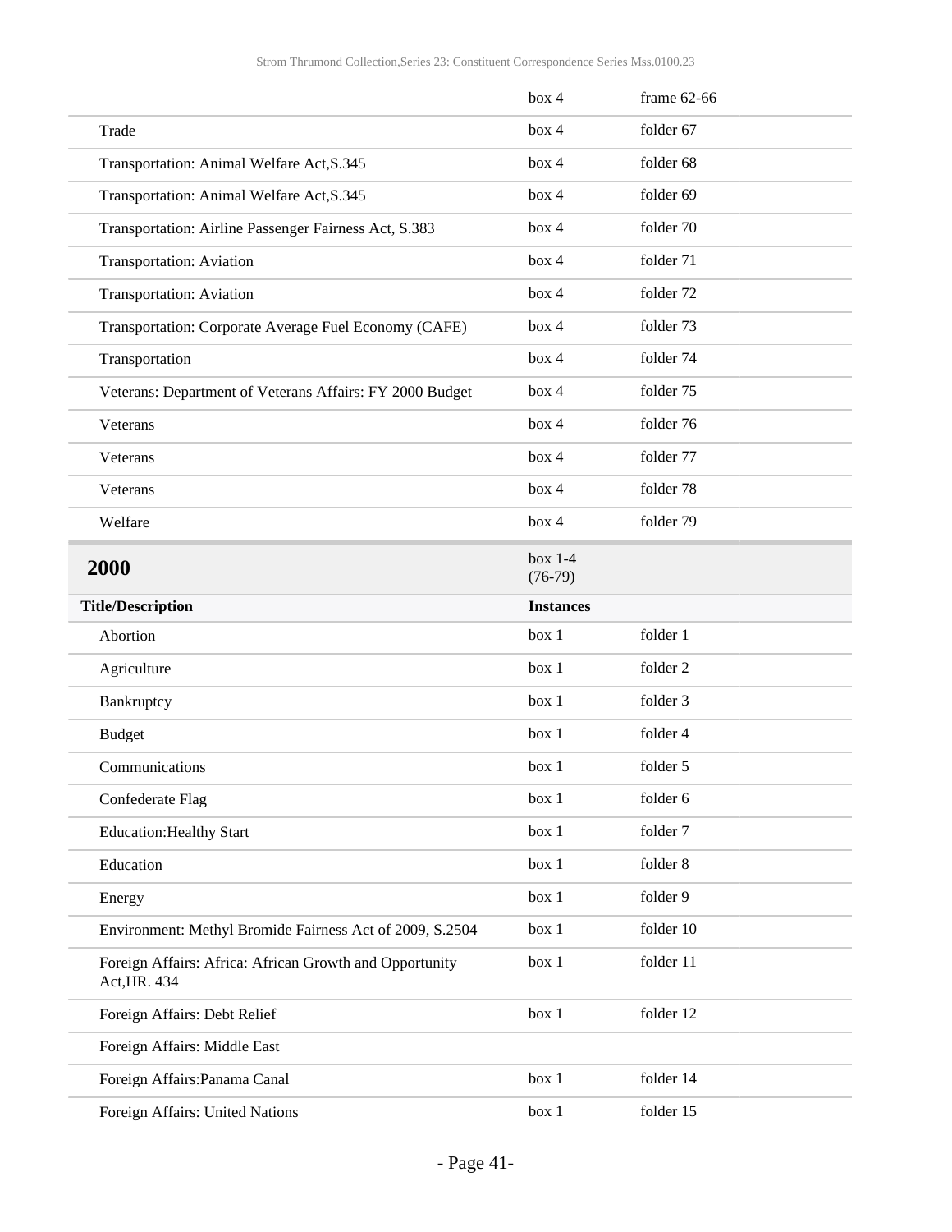| | | |
|---|---|---|
| | box 4 | frame 62-66 |
| Trade | box 4 | folder 67 |
| Transportation: Animal Welfare Act,S.345 | box 4 | folder 68 |
| Transportation: Animal Welfare Act,S.345 | box 4 | folder 69 |
| Transportation: Airline Passenger Fairness Act, S.383 | box 4 | folder 70 |
| Transportation: Aviation | box 4 | folder 71 |
| Transportation: Aviation | box 4 | folder 72 |
| Transportation: Corporate Average Fuel Economy (CAFE) | box 4 | folder 73 |
| Transportation | box 4 | folder 74 |
| Veterans: Department of Veterans Affairs: FY 2000 Budget | box 4 | folder 75 |
| Veterans | box 4 | folder 76 |
| Veterans | box 4 | folder 77 |
| Veterans | box 4 | folder 78 |
| Welfare | box 4 | folder 79 |

## 2000

box 1-4 (76-79)

| Title/Description | Instances | |
|---|---|---|
| Abortion | box 1 | folder 1 |
| Agriculture | box 1 | folder 2 |
| Bankruptcy | box 1 | folder 3 |
| Budget | box 1 | folder 4 |
| Communications | box 1 | folder 5 |
| Confederate Flag | box 1 | folder 6 |
| Education:Healthy Start | box 1 | folder 7 |
| Education | box 1 | folder 8 |
| Energy | box 1 | folder 9 |
| Environment: Methyl Bromide Fairness Act of 2009, S.2504 | box 1 | folder 10 |
| Foreign Affairs: Africa: African Growth and Opportunity Act,HR. 434 | box 1 | folder 11 |
| Foreign Affairs: Debt Relief | box 1 | folder 12 |
| Foreign Affairs: Middle East | | |
| Foreign Affairs:Panama Canal | box 1 | folder 14 |
| Foreign Affairs: United Nations | box 1 | folder 15 |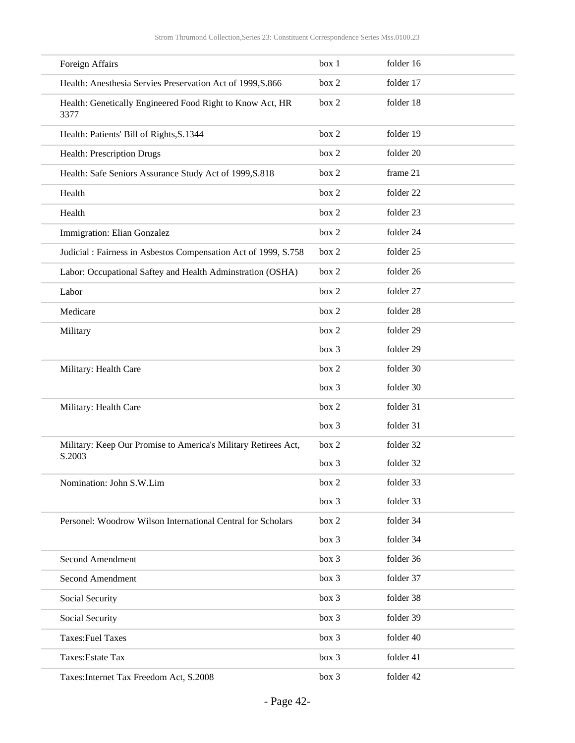| | | |
|---|---|---|
| Foreign Affairs | box 1 | folder 16 |
| Health: Anesthesia Servies Preservation Act of 1999,S.866 | box 2 | folder 17 |
| Health: Genetically Engineered Food Right to Know Act, HR 3377 | box 2 | folder 18 |
| Health: Patients' Bill of Rights,S.1344 | box 2 | folder 19 |
| Health: Prescription Drugs | box 2 | folder 20 |
| Health: Safe Seniors Assurance Study Act of 1999,S.818 | box 2 | frame 21 |
| Health | box 2 | folder 22 |
| Health | box 2 | folder 23 |
| Immigration: Elian Gonzalez | box 2 | folder 24 |
| Judicial : Fairness in Asbestos Compensation Act of 1999, S.758 | box 2 | folder 25 |
| Labor: Occupational Saftey and Health Adminstration (OSHA) | box 2 | folder 26 |
| Labor | box 2 | folder 27 |
| Medicare | box 2 | folder 28 |
| Military | box 2 | folder 29 |
| | box 3 | folder 29 |
| Military: Health Care | box 2 | folder 30 |
| | box 3 | folder 30 |
| Military: Health Care | box 2 | folder 31 |
| | box 3 | folder 31 |
| Military: Keep Our Promise to America's Military Retirees Act, S.2003 | box 2 | folder 32 |
| | box 3 | folder 32 |
| Nomination: John S.W.Lim | box 2 | folder 33 |
| | box 3 | folder 33 |
| Personel: Woodrow Wilson International Central for Scholars | box 2 | folder 34 |
| | box 3 | folder 34 |
| Second Amendment | box 3 | folder 36 |
| Second Amendment | box 3 | folder 37 |
| Social Security | box 3 | folder 38 |
| Social Security | box 3 | folder 39 |
| Taxes:Fuel Taxes | box 3 | folder 40 |
| Taxes:Estate Tax | box 3 | folder 41 |
| Taxes:Internet Tax Freedom Act, S.2008 | box 3 | folder 42 |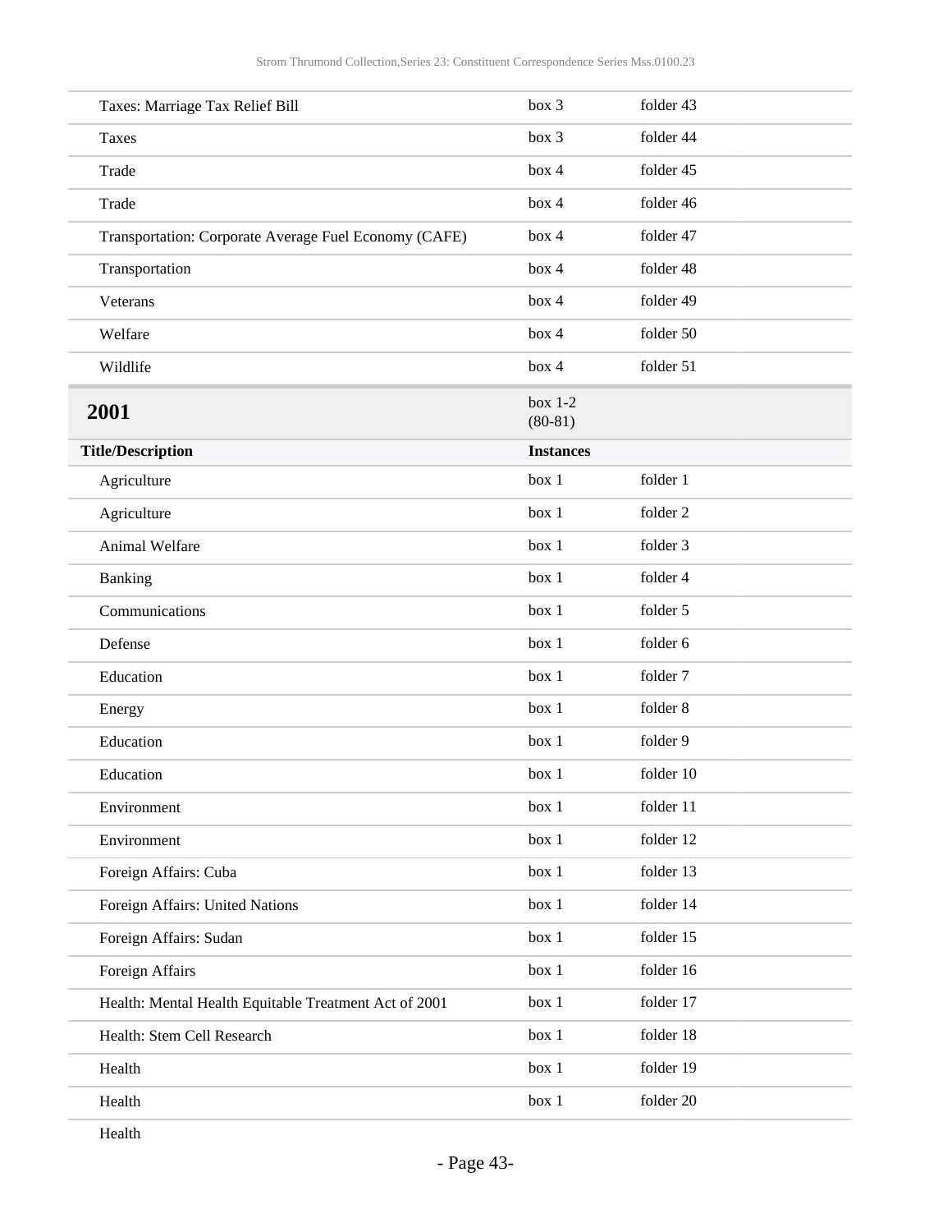| | | |
|---|---|---|
| Taxes: Marriage Tax Relief Bill | box 3 | folder 43 |
| Taxes | box 3 | folder 44 |
| Trade | box 4 | folder 45 |
| Trade | box 4 | folder 46 |
| Transportation: Corporate Average Fuel Economy (CAFE) | box 4 | folder 47 |
| Transportation | box 4 | folder 48 |
| Veterans | box 4 | folder 49 |
| Welfare | box 4 | folder 50 |
| Wildlife | box 4 | folder 51 |

## 2001

box 1-2 (80-81)

| Title/Description | Instances | |
|---|---|---|
| Agriculture | box 1 | folder 1 |
| Agriculture | box 1 | folder 2 |
| Animal Welfare | box 1 | folder 3 |
| Banking | box 1 | folder 4 |
| Communications | box 1 | folder 5 |
| Defense | box 1 | folder 6 |
| Education | box 1 | folder 7 |
| Energy | box 1 | folder 8 |
| Education | box 1 | folder 9 |
| Education | box 1 | folder 10 |
| Environment | box 1 | folder 11 |
| Environment | box 1 | folder 12 |
| Foreign Affairs: Cuba | box 1 | folder 13 |
| Foreign Affairs: United Nations | box 1 | folder 14 |
| Foreign Affairs: Sudan | box 1 | folder 15 |
| Foreign Affairs | box 1 | folder 16 |
| Health: Mental Health Equitable Treatment Act of 2001 | box 1 | folder 17 |
| Health: Stem Cell Research | box 1 | folder 18 |
| Health | box 1 | folder 19 |
| Health | box 1 | folder 20 |
| Health | | |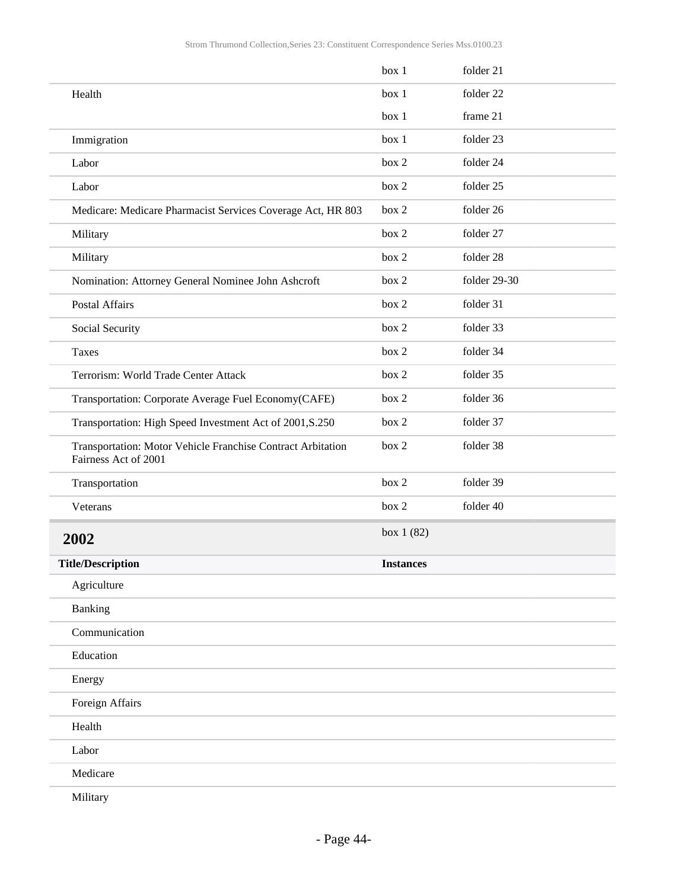| | | |
|---|---|---|
| | box 1 | folder 21 |
| Health | box 1 | folder 22 |
| | box 1 | frame 21 |
| Immigration | box 1 | folder 23 |
| Labor | box 2 | folder 24 |
| Labor | box 2 | folder 25 |
| Medicare: Medicare Pharmacist Services Coverage Act, HR 803 | box 2 | folder 26 |
| Military | box 2 | folder 27 |
| Military | box 2 | folder 28 |
| Nomination: Attorney General Nominee John Ashcroft | box 2 | folder 29-30 |
| Postal Affairs | box 2 | folder 31 |
| Social Security | box 2 | folder 33 |
| Taxes | box 2 | folder 34 |
| Terrorism: World Trade Center Attack | box 2 | folder 35 |
| Transportation: Corporate Average Fuel Economy(CAFE) | box 2 | folder 36 |
| Transportation: High Speed Investment Act of 2001,S.250 | box 2 | folder 37 |
| Transportation: Motor Vehicle Franchise Contract Arbitation Fairness Act of 2001 | box 2 | folder 38 |
| Transportation | box 2 | folder 39 |
| Veterans | box 2 | folder 40 |

## 2002

box 1 (82)

| Title/Description | Instances |
|---|---|
| Agriculture | |
| Banking | |
| Communication | |
| Education | |
| Energy | |
| Foreign Affairs | |
| Health | |
| Labor | |
| Medicare | |
| Military | |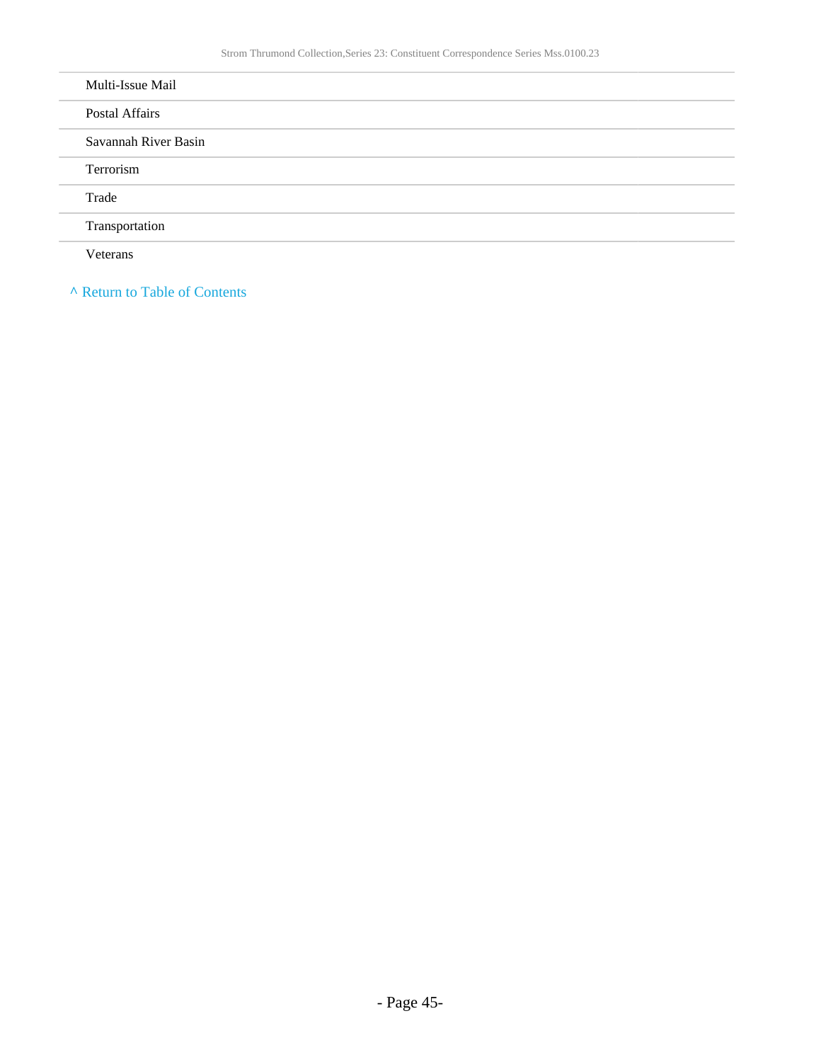Multi-Issue Mail

Postal Affairs

Savannah River Basin

Terrorism

Trade

Transportation

Veterans

^ Return to Table of Contents